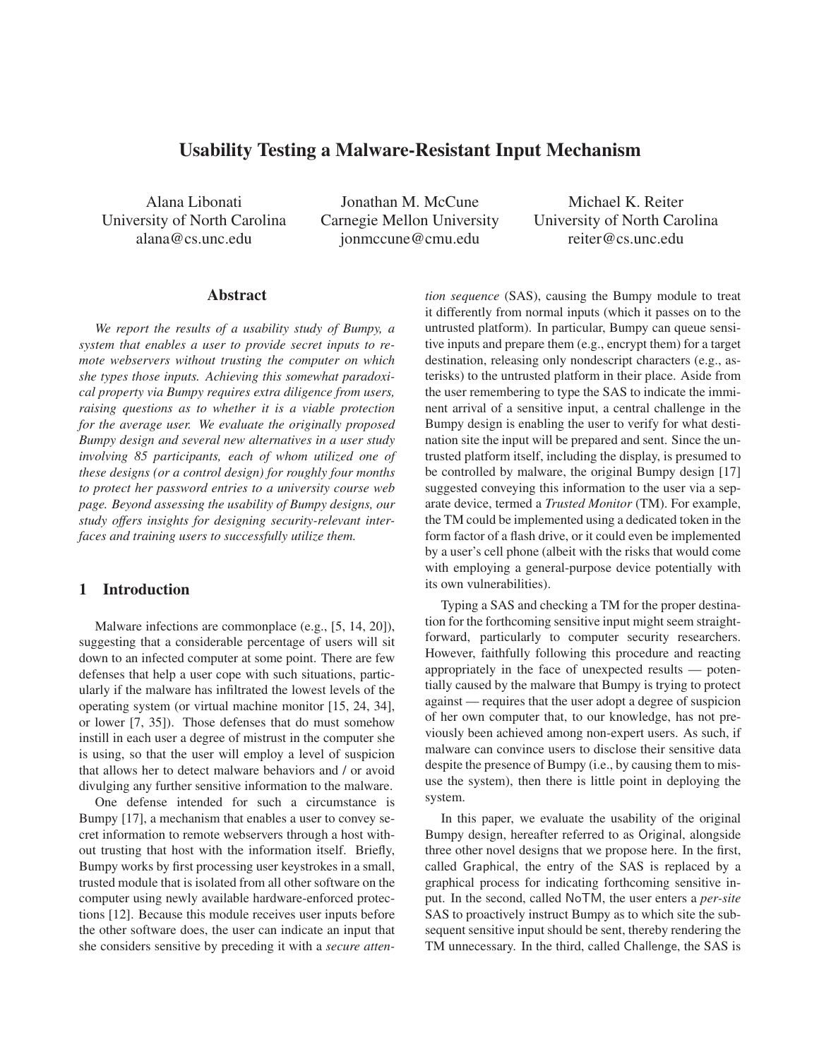# Usability Testing a Malware-Resistant Input Mechanism

Alana Libonati
University of North Carolina
alana@cs.unc.edu

Jonathan M. McCune
Carnegie Mellon University
jonmccune@cmu.edu

Michael K. Reiter
University of North Carolina
reiter@cs.unc.edu

## Abstract

*We report the results of a usability study of Bumpy, a system that enables a user to provide secret inputs to remote webservers without trusting the computer on which she types those inputs. Achieving this somewhat paradoxical property via Bumpy requires extra diligence from users, raising questions as to whether it is a viable protection for the average user. We evaluate the originally proposed Bumpy design and several new alternatives in a user study involving 85 participants, each of whom utilized one of these designs (or a control design) for roughly four months to protect her password entries to a university course web page. Beyond assessing the usability of Bumpy designs, our study offers insights for designing security-relevant interfaces and training users to successfully utilize them.*

## 1 Introduction

Malware infections are commonplace (e.g., [5, 14, 20]), suggesting that a considerable percentage of users will sit down to an infected computer at some point. There are few defenses that help a user cope with such situations, particularly if the malware has infiltrated the lowest levels of the operating system (or virtual machine monitor [15, 24, 34], or lower [7, 35]). Those defenses that do must somehow instill in each user a degree of mistrust in the computer she is using, so that the user will employ a level of suspicion that allows her to detect malware behaviors and / or avoid divulging any further sensitive information to the malware.

One defense intended for such a circumstance is Bumpy [17], a mechanism that enables a user to convey secret information to remote webservers through a host without trusting that host with the information itself. Briefly, Bumpy works by first processing user keystrokes in a small, trusted module that is isolated from all other software on the computer using newly available hardware-enforced protections [12]. Because this module receives user inputs before the other software does, the user can indicate an input that she considers sensitive by preceding it with a *secure attention sequence* (SAS), causing the Bumpy module to treat it differently from normal inputs (which it passes on to the untrusted platform). In particular, Bumpy can queue sensitive inputs and prepare them (e.g., encrypt them) for a target destination, releasing only nondescript characters (e.g., asterisks) to the untrusted platform in their place. Aside from the user remembering to type the SAS to indicate the imminent arrival of a sensitive input, a central challenge in the Bumpy design is enabling the user to verify for what destination site the input will be prepared and sent. Since the untrusted platform itself, including the display, is presumed to be controlled by malware, the original Bumpy design [17] suggested conveying this information to the user via a separate device, termed a *Trusted Monitor* (TM). For example, the TM could be implemented using a dedicated token in the form factor of a flash drive, or it could even be implemented by a user's cell phone (albeit with the risks that would come with employing a general-purpose device potentially with its own vulnerabilities).

Typing a SAS and checking a TM for the proper destination for the forthcoming sensitive input might seem straightforward, particularly to computer security researchers. However, faithfully following this procedure and reacting appropriately in the face of unexpected results — potentially caused by the malware that Bumpy is trying to protect against — requires that the user adopt a degree of suspicion of her own computer that, to our knowledge, has not previously been achieved among non-expert users. As such, if malware can convince users to disclose their sensitive data despite the presence of Bumpy (i.e., by causing them to misuse the system), then there is little point in deploying the system.

In this paper, we evaluate the usability of the original Bumpy design, hereafter referred to as Original, alongside three other novel designs that we propose here. In the first, called Graphical, the entry of the SAS is replaced by a graphical process for indicating forthcoming sensitive input. In the second, called NoTM, the user enters a *per-site* SAS to proactively instruct Bumpy as to which site the subsequent sensitive input should be sent, thereby rendering the TM unnecessary. In the third, called Challenge, the SAS is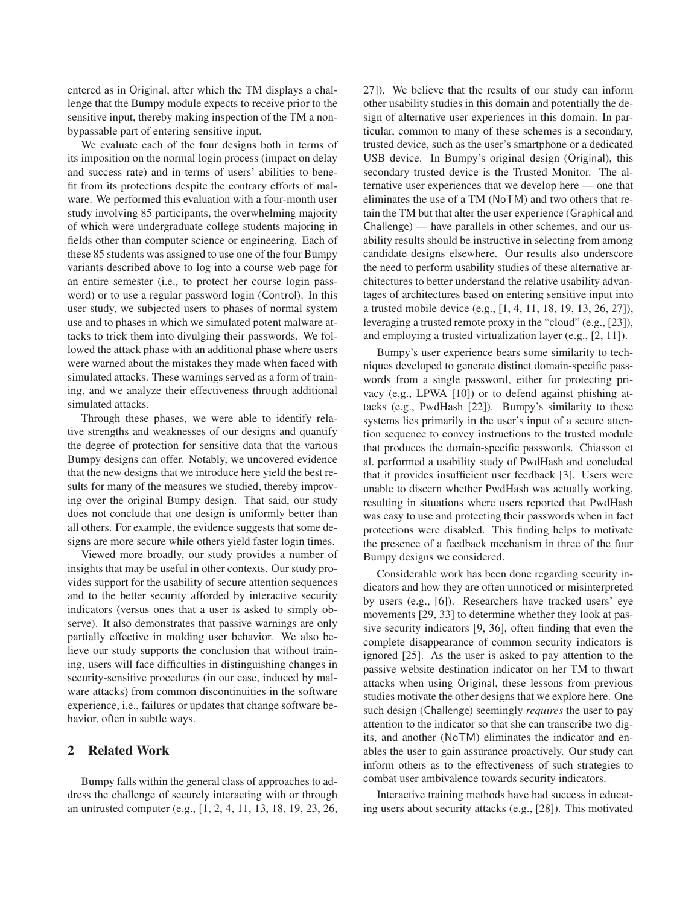entered as in Original, after which the TM displays a challenge that the Bumpy module expects to receive prior to the sensitive input, thereby making inspection of the TM a non-bypassable part of entering sensitive input.

We evaluate each of the four designs both in terms of its imposition on the normal login process (impact on delay and success rate) and in terms of users' abilities to benefit from its protections despite the contrary efforts of malware. We performed this evaluation with a four-month user study involving 85 participants, the overwhelming majority of which were undergraduate college students majoring in fields other than computer science or engineering. Each of these 85 students was assigned to use one of the four Bumpy variants described above to log into a course web page for an entire semester (i.e., to protect her course login password) or to use a regular password login (Control). In this user study, we subjected users to phases of normal system use and to phases in which we simulated potent malware attacks to trick them into divulging their passwords. We followed the attack phase with an additional phase where users were warned about the mistakes they made when faced with simulated attacks. These warnings served as a form of training, and we analyze their effectiveness through additional simulated attacks.

Through these phases, we were able to identify relative strengths and weaknesses of our designs and quantify the degree of protection for sensitive data that the various Bumpy designs can offer. Notably, we uncovered evidence that the new designs that we introduce here yield the best results for many of the measures we studied, thereby improving over the original Bumpy design. That said, our study does not conclude that one design is uniformly better than all others. For example, the evidence suggests that some designs are more secure while others yield faster login times.

Viewed more broadly, our study provides a number of insights that may be useful in other contexts. Our study provides support for the usability of secure attention sequences and to the better security afforded by interactive security indicators (versus ones that a user is asked to simply observe). It also demonstrates that passive warnings are only partially effective in molding user behavior. We also believe our study supports the conclusion that without training, users will face difficulties in distinguishing changes in security-sensitive procedures (in our case, induced by malware attacks) from common discontinuities in the software experience, i.e., failures or updates that change software behavior, often in subtle ways.

## 2 Related Work

Bumpy falls within the general class of approaches to address the challenge of securely interacting with or through an untrusted computer (e.g., [1, 2, 4, 11, 13, 18, 19, 23, 26, 27]). We believe that the results of our study can inform other usability studies in this domain and potentially the design of alternative user experiences in this domain. In particular, common to many of these schemes is a secondary, trusted device, such as the user's smartphone or a dedicated USB device. In Bumpy's original design (Original), this secondary trusted device is the Trusted Monitor. The alternative user experiences that we develop here — one that eliminates the use of a TM (NoTM) and two others that retain the TM but that alter the user experience (Graphical and Challenge) — have parallels in other schemes, and our usability results should be instructive in selecting from among candidate designs elsewhere. Our results also underscore the need to perform usability studies of these alternative architectures to better understand the relative usability advantages of architectures based on entering sensitive input into a trusted mobile device (e.g., [1, 4, 11, 18, 19, 13, 26, 27]), leveraging a trusted remote proxy in the "cloud" (e.g., [23]), and employing a trusted virtualization layer (e.g., [2, 11]).

Bumpy's user experience bears some similarity to techniques developed to generate distinct domain-specific passwords from a single password, either for protecting privacy (e.g., LPWA [10]) or to defend against phishing attacks (e.g., PwdHash [22]). Bumpy's similarity to these systems lies primarily in the user's input of a secure attention sequence to convey instructions to the trusted module that produces the domain-specific passwords. Chiasson et al. performed a usability study of PwdHash and concluded that it provides insufficient user feedback [3]. Users were unable to discern whether PwdHash was actually working, resulting in situations where users reported that PwdHash was easy to use and protecting their passwords when in fact protections were disabled. This finding helps to motivate the presence of a feedback mechanism in three of the four Bumpy designs we considered.

Considerable work has been done regarding security indicators and how they are often unnoticed or misinterpreted by users (e.g., [6]). Researchers have tracked users' eye movements [29, 33] to determine whether they look at passive security indicators [9, 36], often finding that even the complete disappearance of common security indicators is ignored [25]. As the user is asked to pay attention to the passive website destination indicator on her TM to thwart attacks when using Original, these lessons from previous studies motivate the other designs that we explore here. One such design (Challenge) seemingly *requires* the user to pay attention to the indicator so that she can transcribe two digits, and another (NoTM) eliminates the indicator and enables the user to gain assurance proactively. Our study can inform others as to the effectiveness of such strategies to combat user ambivalence towards security indicators.

Interactive training methods have had success in educating users about security attacks (e.g., [28]). This motivated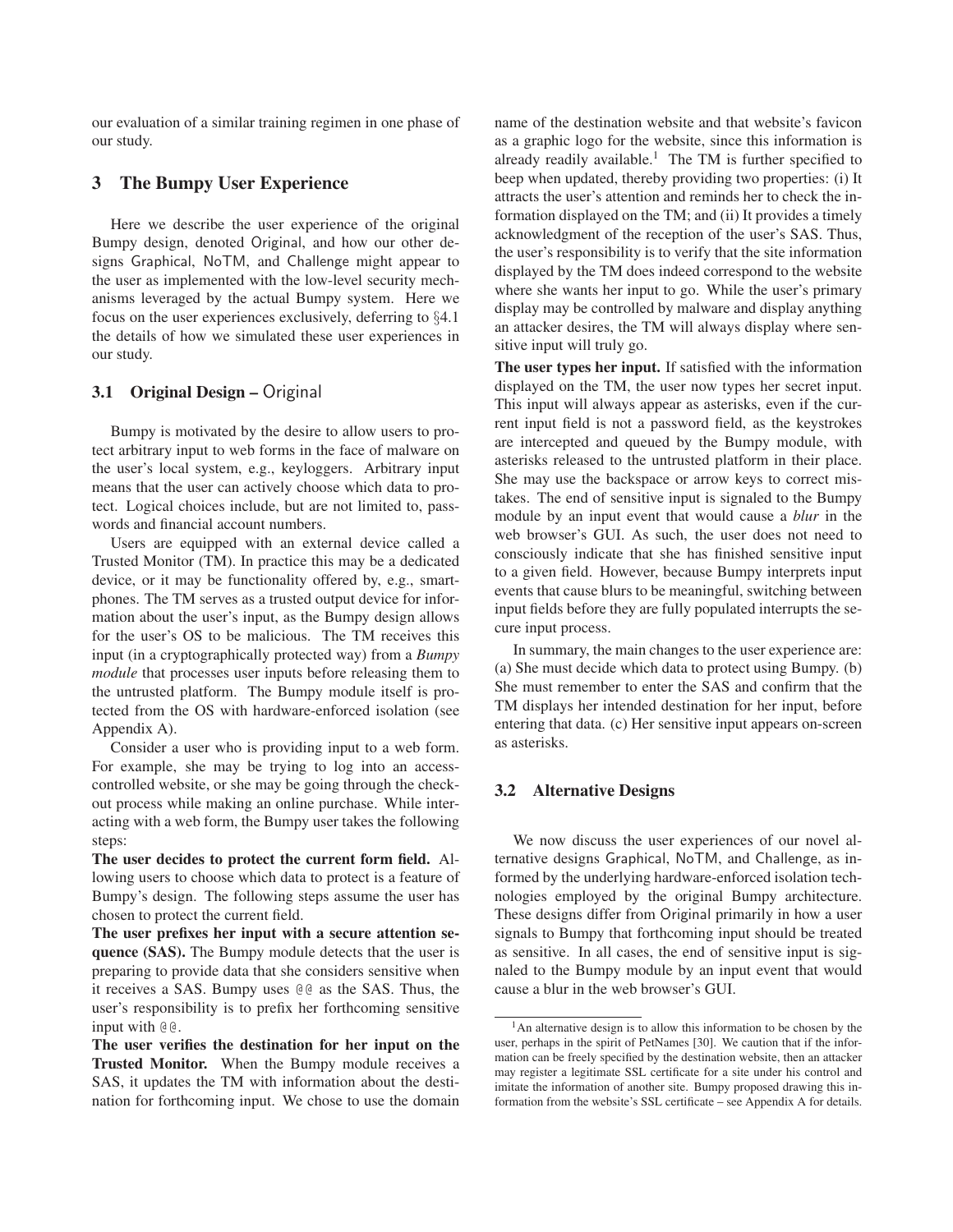our evaluation of a similar training regimen in one phase of our study.

## 3 The Bumpy User Experience

Here we describe the user experience of the original Bumpy design, denoted Original, and how our other designs Graphical, NoTM, and Challenge might appear to the user as implemented with the low-level security mechanisms leveraged by the actual Bumpy system. Here we focus on the user experiences exclusively, deferring to §4.1 the details of how we simulated these user experiences in our study.

### 3.1 Original Design – Original

Bumpy is motivated by the desire to allow users to protect arbitrary input to web forms in the face of malware on the user's local system, e.g., keyloggers. Arbitrary input means that the user can actively choose which data to protect. Logical choices include, but are not limited to, passwords and financial account numbers.

Users are equipped with an external device called a Trusted Monitor (TM). In practice this may be a dedicated device, or it may be functionality offered by, e.g., smartphones. The TM serves as a trusted output device for information about the user's input, as the Bumpy design allows for the user's OS to be malicious. The TM receives this input (in a cryptographically protected way) from a *Bumpy module* that processes user inputs before releasing them to the untrusted platform. The Bumpy module itself is protected from the OS with hardware-enforced isolation (see Appendix A).

Consider a user who is providing input to a web form. For example, she may be trying to log into an access-controlled website, or she may be going through the checkout process while making an online purchase. While interacting with a web form, the Bumpy user takes the following steps:

**The user decides to protect the current form field.** Allowing users to choose which data to protect is a feature of Bumpy's design. The following steps assume the user has chosen to protect the current field.

**The user prefixes her input with a secure attention sequence (SAS).** The Bumpy module detects that the user is preparing to provide data that she considers sensitive when it receives a SAS. Bumpy uses `@@` as the SAS. Thus, the user's responsibility is to prefix her forthcoming sensitive input with `@@`.

**The user verifies the destination for her input on the Trusted Monitor.** When the Bumpy module receives a SAS, it updates the TM with information about the destination for forthcoming input. We chose to use the domain name of the destination website and that website's favicon as a graphic logo for the website, since this information is already readily available.[1] The TM is further specified to beep when updated, thereby providing two properties: (i) It attracts the user's attention and reminds her to check the information displayed on the TM; and (ii) It provides a timely acknowledgment of the reception of the user's SAS. Thus, the user's responsibility is to verify that the site information displayed by the TM does indeed correspond to the website where she wants her input to go. While the user's primary display may be controlled by malware and display anything an attacker desires, the TM will always display where sensitive input will truly go.

**The user types her input.** If satisfied with the information displayed on the TM, the user now types her secret input. This input will always appear as asterisks, even if the current input field is not a password field, as the keystrokes are intercepted and queued by the Bumpy module, with asterisks released to the untrusted platform in their place. She may use the backspace or arrow keys to correct mistakes. The end of sensitive input is signaled to the Bumpy module by an input event that would cause a *blur* in the web browser's GUI. As such, the user does not need to consciously indicate that she has finished sensitive input to a given field. However, because Bumpy interprets input events that cause blurs to be meaningful, switching between input fields before they are fully populated interrupts the secure input process.

In summary, the main changes to the user experience are: (a) She must decide which data to protect using Bumpy. (b) She must remember to enter the SAS and confirm that the TM displays her intended destination for her input, before entering that data. (c) Her sensitive input appears on-screen as asterisks.

### 3.2 Alternative Designs

We now discuss the user experiences of our novel alternative designs Graphical, NoTM, and Challenge, as informed by the underlying hardware-enforced isolation technologies employed by the original Bumpy architecture. These designs differ from Original primarily in how a user signals to Bumpy that forthcoming input should be treated as sensitive. In all cases, the end of sensitive input is signaled to the Bumpy module by an input event that would cause a blur in the web browser's GUI.

[1] An alternative design is to allow this information to be chosen by the user, perhaps in the spirit of PetNames [30]. We caution that if the information can be freely specified by the destination website, then an attacker may register a legitimate SSL certificate for a site under his control and imitate the information of another site. Bumpy proposed drawing this information from the website's SSL certificate – see Appendix A for details.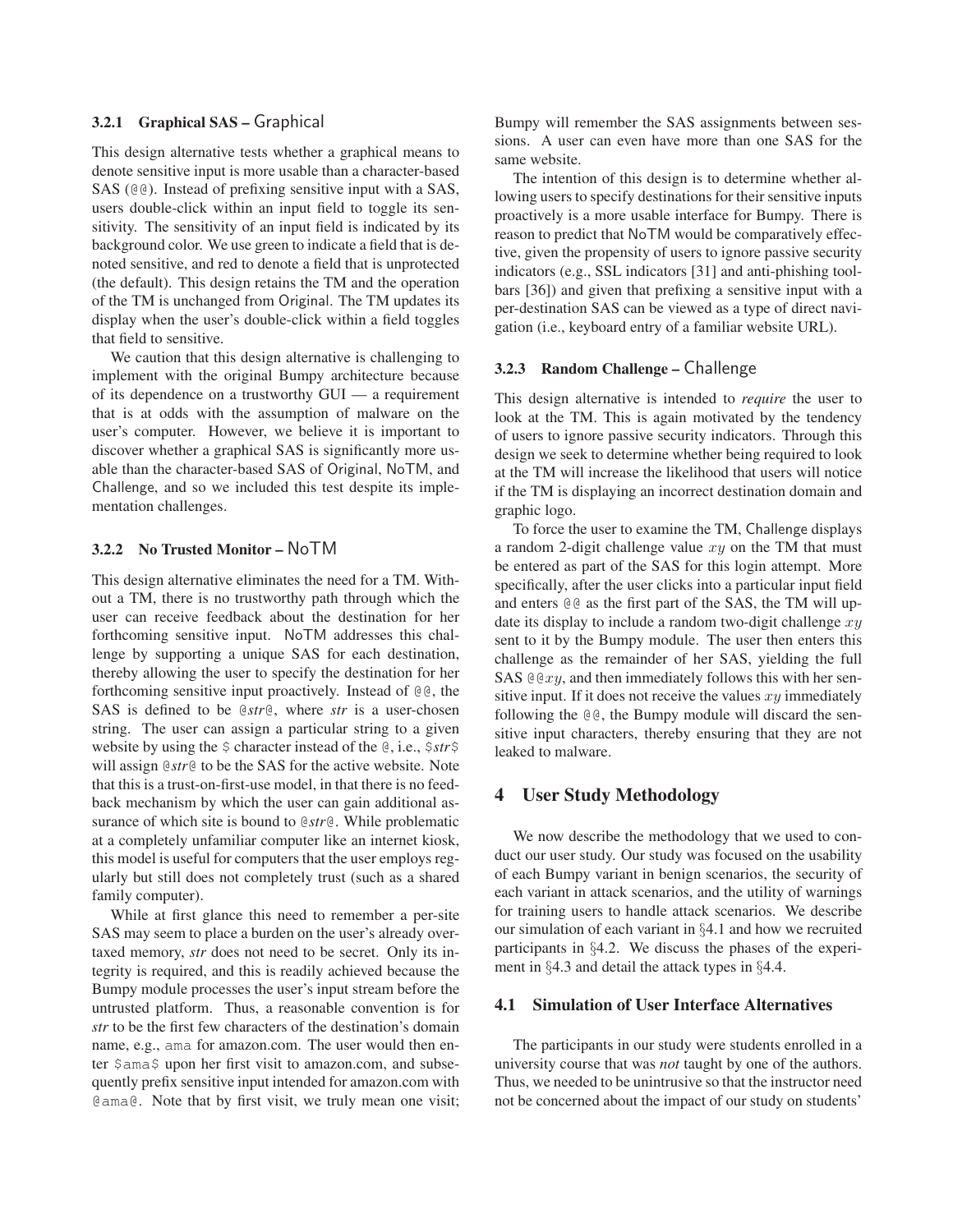### 3.2.1 Graphical SAS – Graphical

This design alternative tests whether a graphical means to denote sensitive input is more usable than a character-based SAS (@@). Instead of prefixing sensitive input with a SAS, users double-click within an input field to toggle its sensitivity. The sensitivity of an input field is indicated by its background color. We use green to indicate a field that is denoted sensitive, and red to denote a field that is unprotected (the default). This design retains the TM and the operation of the TM is unchanged from Original. The TM updates its display when the user's double-click within a field toggles that field to sensitive.

We caution that this design alternative is challenging to implement with the original Bumpy architecture because of its dependence on a trustworthy GUI — a requirement that is at odds with the assumption of malware on the user's computer. However, we believe it is important to discover whether a graphical SAS is significantly more usable than the character-based SAS of Original, NoTM, and Challenge, and so we included this test despite its implementation challenges.

### 3.2.2 No Trusted Monitor – NoTM

This design alternative eliminates the need for a TM. Without a TM, there is no trustworthy path through which the user can receive feedback about the destination for her forthcoming sensitive input. NoTM addresses this challenge by supporting a unique SAS for each destination, thereby allowing the user to specify the destination for her forthcoming sensitive input proactively. Instead of @@, the SAS is defined to be @*str*@, where *str* is a user-chosen string. The user can assign a particular string to a given website by using the $ character instead of the @, i.e., $*str*$ will assign @*str*@ to be the SAS for the active website. Note that this is a trust-on-first-use model, in that there is no feedback mechanism by which the user can gain additional assurance of which site is bound to @*str*@. While problematic at a completely unfamiliar computer like an internet kiosk, this model is useful for computers that the user employs regularly but still does not completely trust (such as a shared family computer).

While at first glance this need to remember a per-site SAS may seem to place a burden on the user's already overtaxed memory, *str* does not need to be secret. Only its integrity is required, and this is readily achieved because the Bumpy module processes the user's input stream before the untrusted platform. Thus, a reasonable convention is for *str* to be the first few characters of the destination's domain name, e.g., ama for amazon.com. The user would then enter $ama$ upon her first visit to amazon.com, and subsequently prefix sensitive input intended for amazon.com with @ama@. Note that by first visit, we truly mean one visit; Bumpy will remember the SAS assignments between sessions. A user can even have more than one SAS for the same website.

The intention of this design is to determine whether allowing users to specify destinations for their sensitive inputs proactively is a more usable interface for Bumpy. There is reason to predict that NoTM would be comparatively effective, given the propensity of users to ignore passive security indicators (e.g., SSL indicators [31] and anti-phishing toolbars [36]) and given that prefixing a sensitive input with a per-destination SAS can be viewed as a type of direct navigation (i.e., keyboard entry of a familiar website URL).

### 3.2.3 Random Challenge – Challenge

This design alternative is intended to *require* the user to look at the TM. This is again motivated by the tendency of users to ignore passive security indicators. Through this design we seek to determine whether being required to look at the TM will increase the likelihood that users will notice if the TM is displaying an incorrect destination domain and graphic logo.

To force the user to examine the TM, Challenge displays a random 2-digit challenge value $xy$ on the TM that must be entered as part of the SAS for this login attempt. More specifically, after the user clicks into a particular input field and enters @@ as the first part of the SAS, the TM will update its display to include a random two-digit challenge $xy$ sent to it by the Bumpy module. The user then enters this challenge as the remainder of her SAS, yielding the full SAS @@$xy$, and then immediately follows this with her sensitive input. If it does not receive the values $xy$ immediately following the @@, the Bumpy module will discard the sensitive input characters, thereby ensuring that they are not leaked to malware.

## 4 User Study Methodology

We now describe the methodology that we used to conduct our user study. Our study was focused on the usability of each Bumpy variant in benign scenarios, the security of each variant in attack scenarios, and the utility of warnings for training users to handle attack scenarios. We describe our simulation of each variant in §4.1 and how we recruited participants in §4.2. We discuss the phases of the experiment in §4.3 and detail the attack types in §4.4.

### 4.1 Simulation of User Interface Alternatives

The participants in our study were students enrolled in a university course that was *not* taught by one of the authors. Thus, we needed to be unintrusive so that the instructor need not be concerned about the impact of our study on students'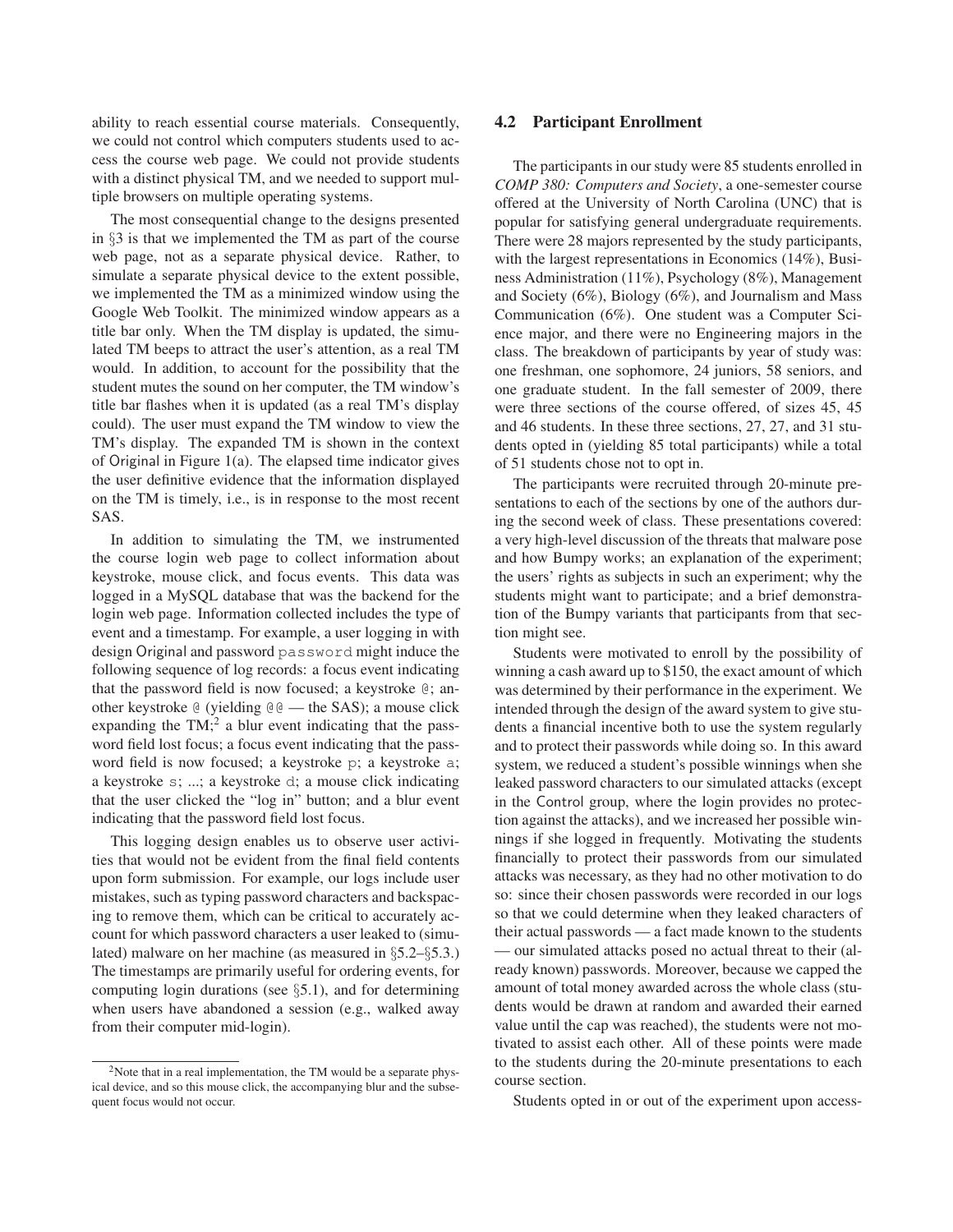ability to reach essential course materials. Consequently, we could not control which computers students used to access the course web page. We could not provide students with a distinct physical TM, and we needed to support multiple browsers on multiple operating systems.

The most consequential change to the designs presented in §3 is that we implemented the TM as part of the course web page, not as a separate physical device. Rather, to simulate a separate physical device to the extent possible, we implemented the TM as a minimized window using the Google Web Toolkit. The minimized window appears as a title bar only. When the TM display is updated, the simulated TM beeps to attract the user's attention, as a real TM would. In addition, to account for the possibility that the student mutes the sound on her computer, the TM window's title bar flashes when it is updated (as a real TM's display could). The user must expand the TM window to view the TM's display. The expanded TM is shown in the context of Original in Figure 1(a). The elapsed time indicator gives the user definitive evidence that the information displayed on the TM is timely, i.e., is in response to the most recent SAS.

In addition to simulating the TM, we instrumented the course login web page to collect information about keystroke, mouse click, and focus events. This data was logged in a MySQL database that was the backend for the login web page. Information collected includes the type of event and a timestamp. For example, a user logging in with design Original and password `password` might induce the following sequence of log records: a focus event indicating that the password field is now focused; a keystroke `@`; another keystroke `@` (yielding `@@` — the SAS); a mouse click expanding the TM;[2] a blur event indicating that the password field lost focus; a focus event indicating that the password field is now focused; a keystroke `p`; a keystroke `a`; a keystroke `s`; ...; a keystroke `d`; a mouse click indicating that the user clicked the "log in" button; and a blur event indicating that the password field lost focus.

This logging design enables us to observe user activities that would not be evident from the final field contents upon form submission. For example, our logs include user mistakes, such as typing password characters and backspacing to remove them, which can be critical to accurately account for which password characters a user leaked to (simulated) malware on her machine (as measured in §5.2–§5.3.) The timestamps are primarily useful for ordering events, for computing login durations (see §5.1), and for determining when users have abandoned a session (e.g., walked away from their computer mid-login).

[2] Note that in a real implementation, the TM would be a separate physical device, and so this mouse click, the accompanying blur and the subsequent focus would not occur.

## 4.2 Participant Enrollment

The participants in our study were 85 students enrolled in *COMP 380: Computers and Society*, a one-semester course offered at the University of North Carolina (UNC) that is popular for satisfying general undergraduate requirements. There were 28 majors represented by the study participants, with the largest representations in Economics (14%), Business Administration (11%), Psychology (8%), Management and Society (6%), Biology (6%), and Journalism and Mass Communication (6%). One student was a Computer Science major, and there were no Engineering majors in the class. The breakdown of participants by year of study was: one freshman, one sophomore, 24 juniors, 58 seniors, and one graduate student. In the fall semester of 2009, there were three sections of the course offered, of sizes 45, 45 and 46 students. In these three sections, 27, 27, and 31 students opted in (yielding 85 total participants) while a total of 51 students chose not to opt in.

The participants were recruited through 20-minute presentations to each of the sections by one of the authors during the second week of class. These presentations covered: a very high-level discussion of the threats that malware pose and how Bumpy works; an explanation of the experiment; the users' rights as subjects in such an experiment; why the students might want to participate; and a brief demonstration of the Bumpy variants that participants from that section might see.

Students were motivated to enroll by the possibility of winning a cash award up to $150, the exact amount of which was determined by their performance in the experiment. We intended through the design of the award system to give students a financial incentive both to use the system regularly and to protect their passwords while doing so. In this award system, we reduced a student's possible winnings when she leaked password characters to our simulated attacks (except in the Control group, where the login provides no protection against the attacks), and we increased her possible winnings if she logged in frequently. Motivating the students financially to protect their passwords from our simulated attacks was necessary, as they had no other motivation to do so: since their chosen passwords were recorded in our logs so that we could determine when they leaked characters of their actual passwords — a fact made known to the students — our simulated attacks posed no actual threat to their (already known) passwords. Moreover, because we capped the amount of total money awarded across the whole class (students would be drawn at random and awarded their earned value until the cap was reached), the students were not motivated to assist each other. All of these points were made to the students during the 20-minute presentations to each course section.

Students opted in or out of the experiment upon access-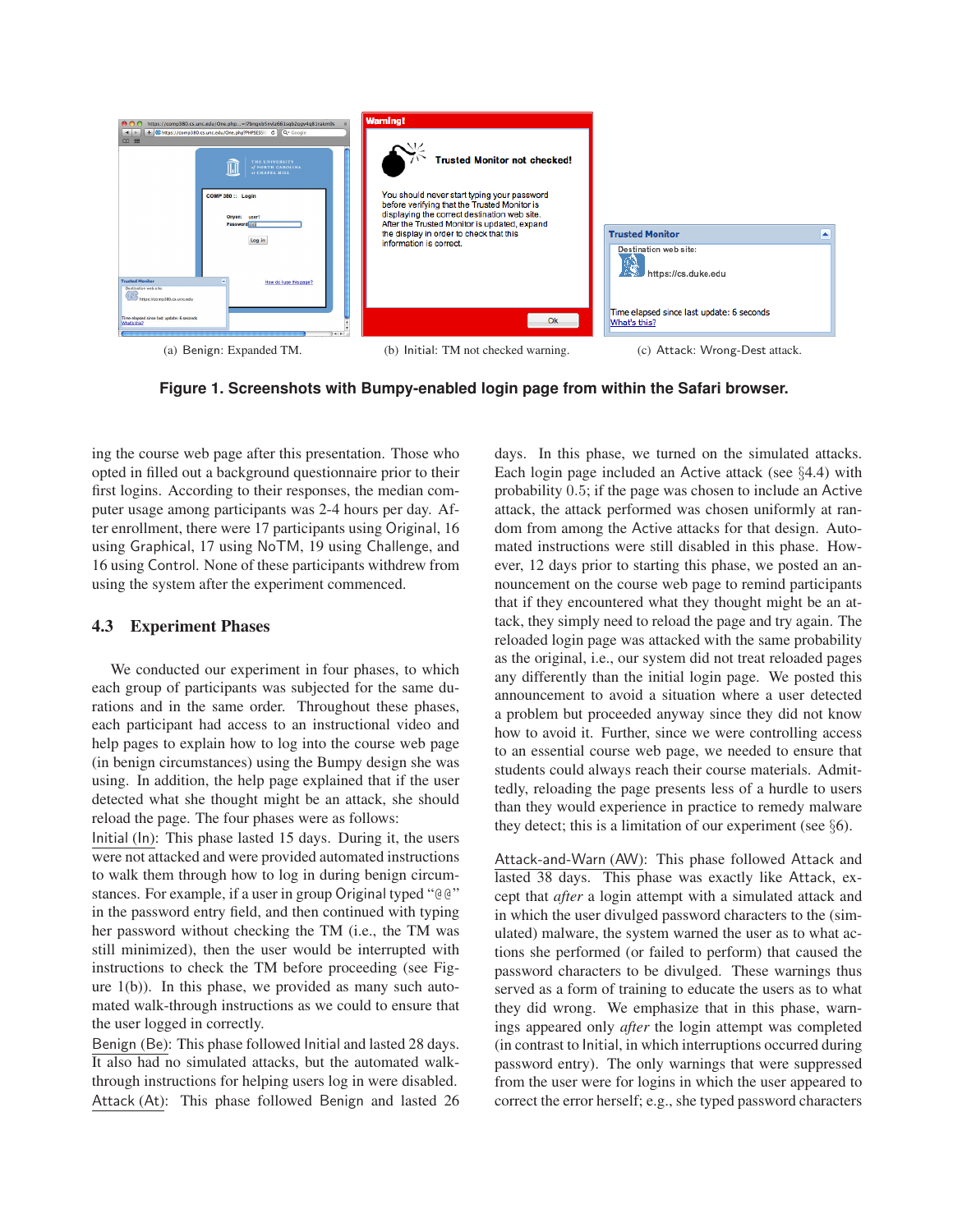(a) Benign: Expanded TM. (b) Initial: TM not checked warning. (c) Attack: Wrong-Dest attack.

**Figure 1. Screenshots with Bumpy-enabled login page from within the Safari browser.**

ing the course web page after this presentation. Those who opted in filled out a background questionnaire prior to their first logins. According to their responses, the median computer usage among participants was 2-4 hours per day. After enrollment, there were 17 participants using Original, 16 using Graphical, 17 using NoTM, 19 using Challenge, and 16 using Control. None of these participants withdrew from using the system after the experiment commenced.

### 4.3 Experiment Phases

We conducted our experiment in four phases, to which each group of participants was subjected for the same durations and in the same order. Throughout these phases, each participant had access to an instructional video and help pages to explain how to log into the course web page (in benign circumstances) using the Bumpy design she was using. In addition, the help page explained that if the user detected what she thought might be an attack, she should reload the page. The four phases were as follows:

Initial (In): This phase lasted 15 days. During it, the users were not attacked and were provided automated instructions to walk them through how to log in during benign circumstances. For example, if a user in group Original typed "@@" in the password entry field, and then continued with typing her password without checking the TM (i.e., the TM was still minimized), then the user would be interrupted with instructions to check the TM before proceeding (see Figure 1(b)). In this phase, we provided as many such automated walk-through instructions as we could to ensure that the user logged in correctly.

Benign (Be): This phase followed Initial and lasted 28 days. It also had no simulated attacks, but the automated walk-through instructions for helping users log in were disabled.

Attack (At): This phase followed Benign and lasted 26 days. In this phase, we turned on the simulated attacks. Each login page included an Active attack (see §4.4) with probability 0.5; if the page was chosen to include an Active attack, the attack performed was chosen uniformly at random from among the Active attacks for that design. Automated instructions were still disabled in this phase. However, 12 days prior to starting this phase, we posted an announcement on the course web page to remind participants that if they encountered what they thought might be an attack, they simply need to reload the page and try again. The reloaded login page was attacked with the same probability as the original, i.e., our system did not treat reloaded pages any differently than the initial login page. We posted this announcement to avoid a situation where a user detected a problem but proceeded anyway since they did not know how to avoid it. Further, since we were controlling access to an essential course web page, we needed to ensure that students could always reach their course materials. Admittedly, reloading the page presents less of a hurdle to users than they would experience in practice to remedy malware they detect; this is a limitation of our experiment (see §6).

Attack-and-Warn (AW): This phase followed Attack and lasted 38 days. This phase was exactly like Attack, except that *after* a login attempt with a simulated attack and in which the user divulged password characters to the (simulated) malware, the system warned the user as to what actions she performed (or failed to perform) that caused the password characters to be divulged. These warnings thus served as a form of training to educate the users as to what they did wrong. We emphasize that in this phase, warnings appeared only *after* the login attempt was completed (in contrast to Initial, in which interruptions occurred during password entry). The only warnings that were suppressed from the user were for logins in which the user appeared to correct the error herself; e.g., she typed password characters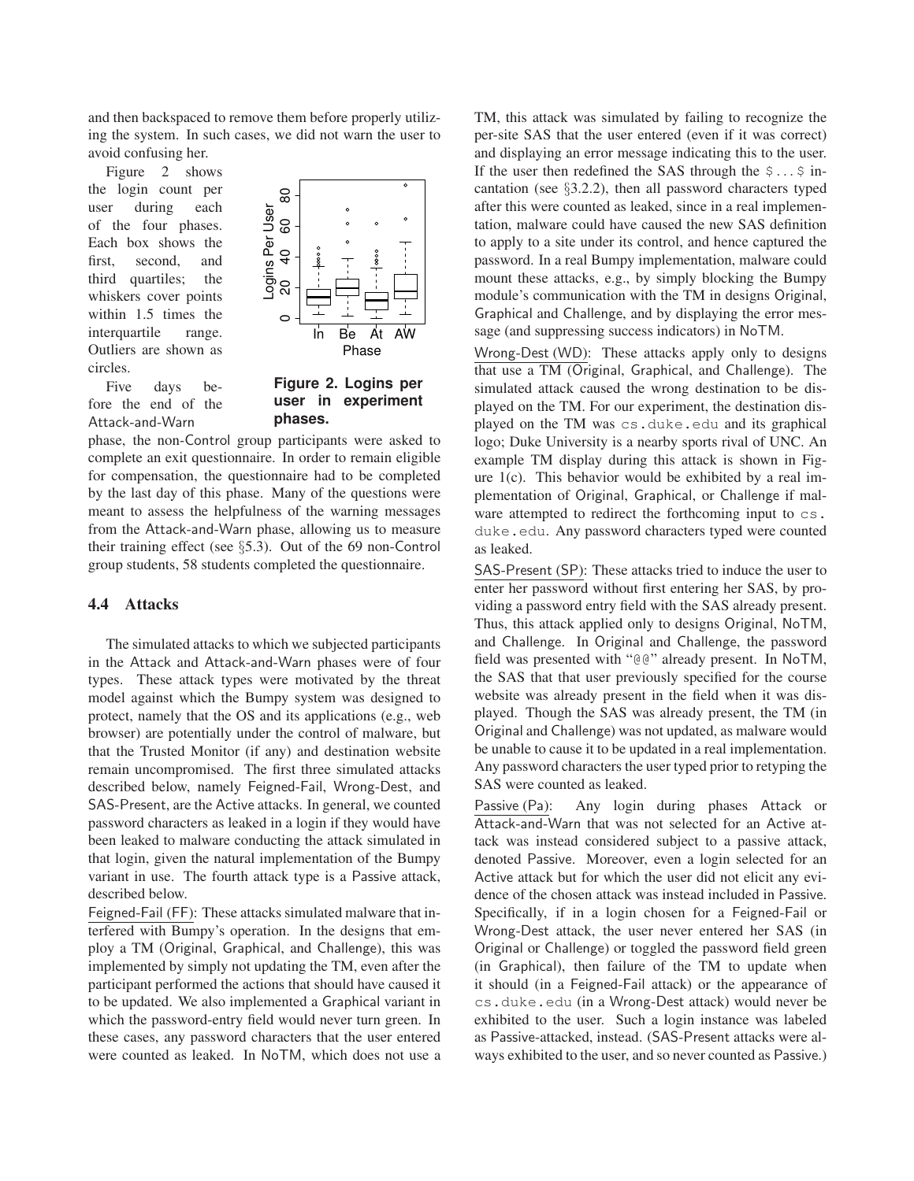and then backspaced to remove them before properly utilizing the system. In such cases, we did not warn the user to avoid confusing her.

Figure 2 shows the login count per user during each of the four phases. Each box shows the first, second, and third quartiles; the whiskers cover points within 1.5 times the interquartile range. Outliers are shown as circles.

**Figure 2. Logins per user in experiment phases.**

Five days before the end of the Attack-and-Warn phase, the non-Control group participants were asked to complete an exit questionnaire. In order to remain eligible for compensation, the questionnaire had to be completed by the last day of this phase. Many of the questions were meant to assess the helpfulness of the warning messages from the Attack-and-Warn phase, allowing us to measure their training effect (see §5.3). Out of the 69 non-Control group students, 58 students completed the questionnaire.

### 4.4 Attacks

The simulated attacks to which we subjected participants in the Attack and Attack-and-Warn phases were of four types. These attack types were motivated by the threat model against which the Bumpy system was designed to protect, namely that the OS and its applications (e.g., web browser) are potentially under the control of malware, but that the Trusted Monitor (if any) and destination website remain uncompromised. The first three simulated attacks described below, namely Feigned-Fail, Wrong-Dest, and SAS-Present, are the Active attacks. In general, we counted password characters as leaked in a login if they would have been leaked to malware conducting the attack simulated in that login, given the natural implementation of the Bumpy variant in use. The fourth attack type is a Passive attack, described below.

Feigned-Fail (FF): These attacks simulated malware that interfered with Bumpy's operation. In the designs that employ a TM (Original, Graphical, and Challenge), this was implemented by simply not updating the TM, even after the participant performed the actions that should have caused it to be updated. We also implemented a Graphical variant in which the password-entry field would never turn green. In these cases, any password characters that the user entered were counted as leaked. In NoTM, which does not use a TM, this attack was simulated by failing to recognize the per-site SAS that the user entered (even if it was correct) and displaying an error message indicating this to the user. If the user then redefined the SAS through the `$...$` incantation (see §3.2.2), then all password characters typed after this were counted as leaked, since in a real implementation, malware could have caused the new SAS definition to apply to a site under its control, and hence captured the password. In a real Bumpy implementation, malware could mount these attacks, e.g., by simply blocking the Bumpy module's communication with the TM in designs Original, Graphical and Challenge, and by displaying the error message (and suppressing success indicators) in NoTM.

Wrong-Dest (WD): These attacks apply only to designs that use a TM (Original, Graphical, and Challenge). The simulated attack caused the wrong destination to be displayed on the TM. For our experiment, the destination displayed on the TM was `cs.duke.edu` and its graphical logo; Duke University is a nearby sports rival of UNC. An example TM display during this attack is shown in Figure 1(c). This behavior would be exhibited by a real implementation of Original, Graphical, or Challenge if malware attempted to redirect the forthcoming input to `cs.duke.edu`. Any password characters typed were counted as leaked.

SAS-Present (SP): These attacks tried to induce the user to enter her password without first entering her SAS, by providing a password entry field with the SAS already present. Thus, this attack applied only to designs Original, NoTM, and Challenge. In Original and Challenge, the password field was presented with "`@@`" already present. In NoTM, the SAS that that user previously specified for the course website was already present in the field when it was displayed. Though the SAS was already present, the TM (in Original and Challenge) was not updated, as malware would be unable to cause it to be updated in a real implementation. Any password characters the user typed prior to retyping the SAS were counted as leaked.

Passive (Pa): Any login during phases Attack or Attack-and-Warn that was not selected for an Active attack was instead considered subject to a passive attack, denoted Passive. Moreover, even a login selected for an Active attack but for which the user did not elicit any evidence of the chosen attack was instead included in Passive. Specifically, if in a login chosen for a Feigned-Fail or Wrong-Dest attack, the user never entered her SAS (in Original or Challenge) or toggled the password field green (in Graphical), then failure of the TM to update when it should (in a Feigned-Fail attack) or the appearance of `cs.duke.edu` (in a Wrong-Dest attack) would never be exhibited to the user. Such a login instance was labeled as Passive-attacked, instead. (SAS-Present attacks were always exhibited to the user, and so never counted as Passive.)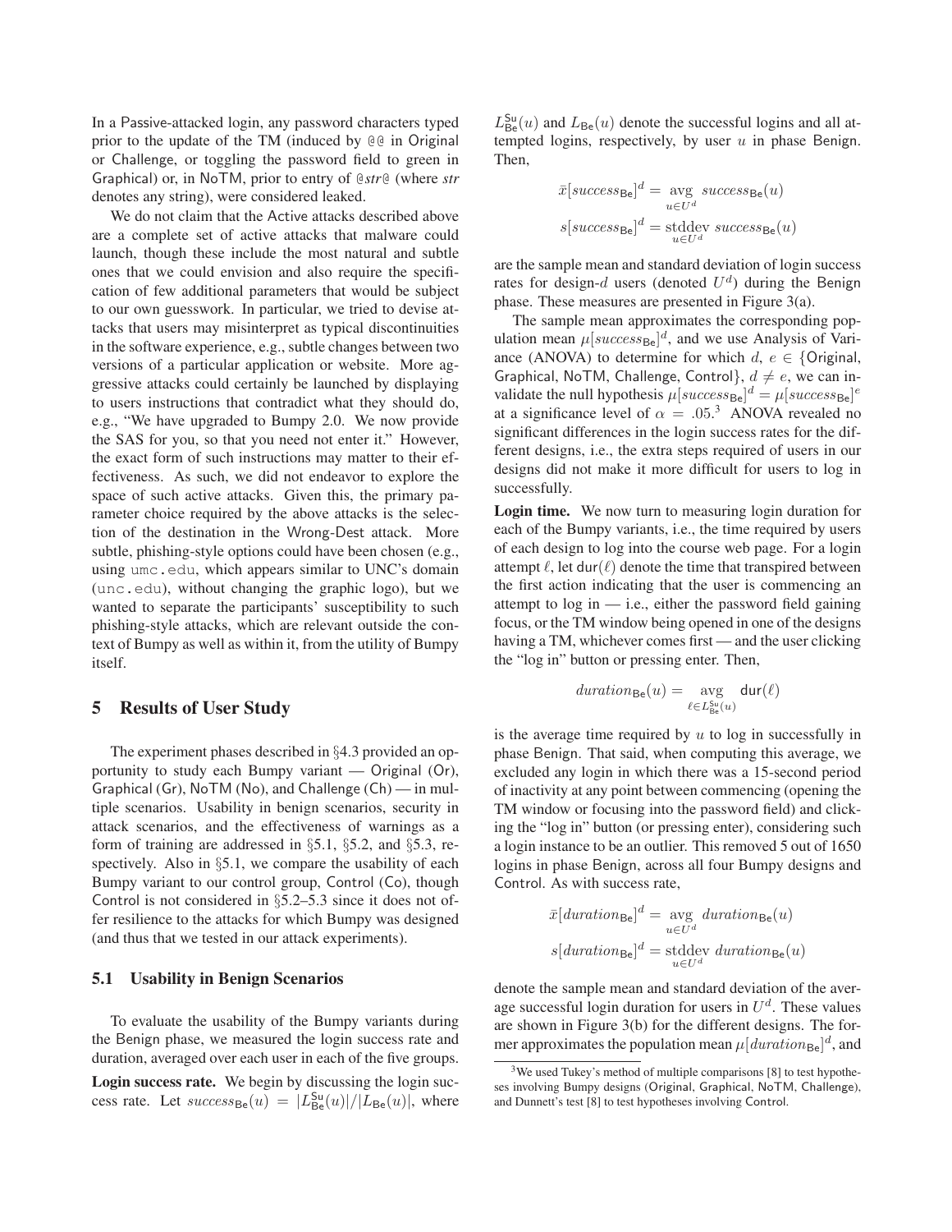In a Passive-attacked login, any password characters typed prior to the update of the TM (induced by `@@` in Original or Challenge, or toggling the password field to green in Graphical) or, in NoTM, prior to entry of @*str*@ (where *str* denotes any string), were considered leaked.

We do not claim that the Active attacks described above are a complete set of active attacks that malware could launch, though these include the most natural and subtle ones that we could envision and also require the specification of few additional parameters that would be subject to our own guesswork. In particular, we tried to devise attacks that users may misinterpret as typical discontinuities in the software experience, e.g., subtle changes between two versions of a particular application or website. More aggressive attacks could certainly be launched by displaying to users instructions that contradict what they should do, e.g., "We have upgraded to Bumpy 2.0. We now provide the SAS for you, so that you need not enter it." However, the exact form of such instructions may matter to their effectiveness. As such, we did not endeavor to explore the space of such active attacks. Given this, the primary parameter choice required by the above attacks is the selection of the destination in the Wrong-Dest attack. More subtle, phishing-style options could have been chosen (e.g., using `umc.edu`, which appears similar to UNC's domain (`unc.edu`), without changing the graphic logo), but we wanted to separate the participants' susceptibility to such phishing-style attacks, which are relevant outside the context of Bumpy as well as within it, from the utility of Bumpy itself.

## 5 Results of User Study

The experiment phases described in §4.3 provided an opportunity to study each Bumpy variant — Original (Or), Graphical (Gr), NoTM (No), and Challenge (Ch) — in multiple scenarios. Usability in benign scenarios, security in attack scenarios, and the effectiveness of warnings as a form of training are addressed in §5.1, §5.2, and §5.3, respectively. Also in §5.1, we compare the usability of each Bumpy variant to our control group, Control (Co), though Control is not considered in §5.2–5.3 since it does not offer resilience to the attacks for which Bumpy was designed (and thus that we tested in our attack experiments).

### 5.1 Usability in Benign Scenarios

To evaluate the usability of the Bumpy variants during the Benign phase, we measured the login success rate and duration, averaged over each user in each of the five groups.

**Login success rate.** We begin by discussing the login success rate. Let $success_{\mathsf{Be}}(u) = |L^{\mathsf{Su}}_{\mathsf{Be}}(u)|/|L_{\mathsf{Be}}(u)|$, where $L^{\mathsf{Su}}_{\mathsf{Be}}(u)$ and $L_{\mathsf{Be}}(u)$ denote the successful logins and all attempted logins, respectively, by user $u$ in phase Benign. Then,

$$\bar{x}[success_{\mathsf{Be}}]^d = \underset{u \in U^d}{\mathrm{avg}}\ success_{\mathsf{Be}}(u)$$
$$s[success_{\mathsf{Be}}]^d = \underset{u \in U^d}{\mathrm{stddev}}\ success_{\mathsf{Be}}(u)$$

are the sample mean and standard deviation of login success rates for design-$d$ users (denoted $U^d$) during the Benign phase. These measures are presented in Figure 3(a).

The sample mean approximates the corresponding population mean $\mu[success_{\mathsf{Be}}]^d$, and we use Analysis of Variance (ANOVA) to determine for which $d$, $e \in$ {Original, Graphical, NoTM, Challenge, Control}, $d \neq e$, we can invalidate the null hypothesis $\mu[success_{\mathsf{Be}}]^d = \mu[success_{\mathsf{Be}}]^e$ at a significance level of $\alpha = .05$.[3] ANOVA revealed no significant differences in the login success rates for the different designs, i.e., the extra steps required of users in our designs did not make it more difficult for users to log in successfully.

**Login time.** We now turn to measuring login duration for each of the Bumpy variants, i.e., the time required by users of each design to log into the course web page. For a login attempt $\ell$, let $\mathsf{dur}(\ell)$ denote the time that transpired between the first action indicating that the user is commencing an attempt to log in — i.e., either the password field gaining focus, or the TM window being opened in one of the designs having a TM, whichever comes first — and the user clicking the "log in" button or pressing enter. Then,

$$duration_{\mathsf{Be}}(u) = \underset{\ell \in L^{\mathsf{Su}}_{\mathsf{Be}}(u)}{\mathrm{avg}}\ \mathsf{dur}(\ell)$$

is the average time required by $u$ to log in successfully in phase Benign. That said, when computing this average, we excluded any login in which there was a 15-second period of inactivity at any point between commencing (opening the TM window or focusing into the password field) and clicking the "log in" button (or pressing enter), considering such a login instance to be an outlier. This removed 5 out of 1650 logins in phase Benign, across all four Bumpy designs and Control. As with success rate,

$$\bar{x}[duration_{\mathsf{Be}}]^d = \underset{u \in U^d}{\mathrm{avg}}\ duration_{\mathsf{Be}}(u)$$
$$s[duration_{\mathsf{Be}}]^d = \underset{u \in U^d}{\mathrm{stddev}}\ duration_{\mathsf{Be}}(u)$$

denote the sample mean and standard deviation of the average successful login duration for users in $U^d$. These values are shown in Figure 3(b) for the different designs. The former approximates the population mean $\mu[duration_{\mathsf{Be}}]^d$, and

[3] We used Tukey's method of multiple comparisons [8] to test hypotheses involving Bumpy designs (Original, Graphical, NoTM, Challenge), and Dunnett's test [8] to test hypotheses involving Control.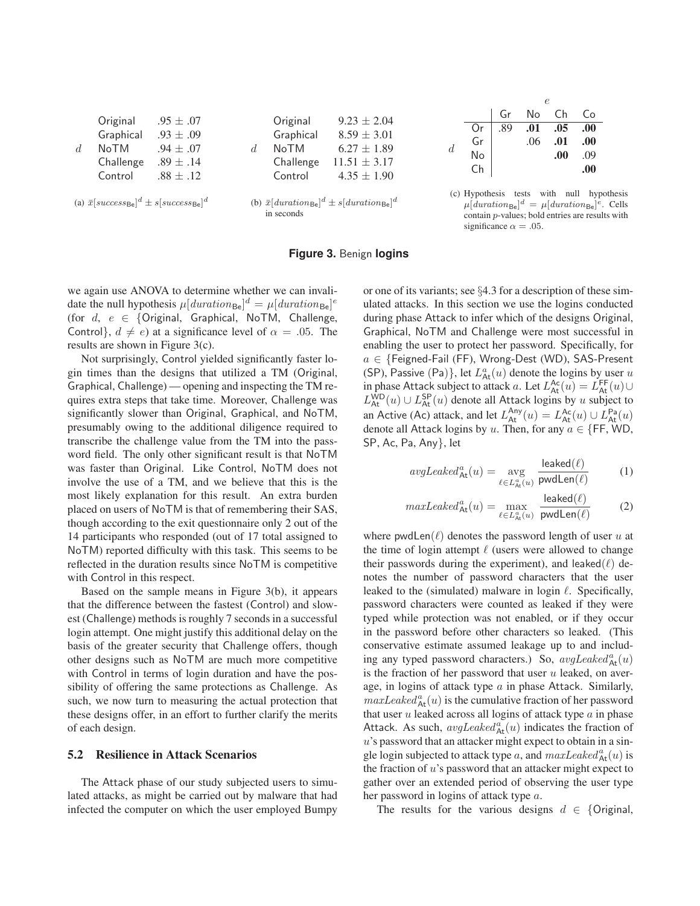| $d$ | | |
|---|---|---|
| | Original | $.95 \pm .07$ |
| | Graphical | $.93 \pm .09$ |
| | NoTM | $.94 \pm .07$ |
| | Challenge | $.89 \pm .14$ |
| | Control | $.88 \pm .12$ |

(a) $\bar{x}[success_{\mathsf{Be}}]^d \pm s[success_{\mathsf{Be}}]^d$

| $d$ | | |
|---|---|---|
| | Original | $9.23 \pm 2.04$ |
| | Graphical | $8.59 \pm 3.01$ |
| | NoTM | $6.27 \pm 1.89$ |
| | Challenge | $11.51 \pm 3.17$ |
| | Control | $4.35 \pm 1.90$ |

(b) $\bar{x}[duration_{\mathsf{Be}}]^d \pm s[duration_{\mathsf{Be}}]^d$ in seconds

| $d$ \ $e$ | Gr | No | Ch | Co |
|---|---|---|---|---|
| Or | .89 | **.01** | **.05** | **.00** |
| Gr | | .06 | **.01** | **.00** |
| No | | | **.00** | .09 |
| Ch | | | | **.00** |

(c) Hypothesis tests with null hypothesis $\mu[duration_{\mathsf{Be}}]^d = \mu[duration_{\mathsf{Be}}]^e$. Cells contain $p$-values; bold entries are results with significance $\alpha = .05$.

**Figure 3.** Benign **logins**

we again use ANOVA to determine whether we can invalidate the null hypothesis $\mu[duration_{\mathsf{Be}}]^d = \mu[duration_{\mathsf{Be}}]^e$ (for $d$, $e \in$ {Original, Graphical, NoTM, Challenge, Control}, $d \neq e$) at a significance level of $\alpha = .05$. The results are shown in Figure 3(c).

Not surprisingly, Control yielded significantly faster login times than the designs that utilized a TM (Original, Graphical, Challenge) — opening and inspecting the TM requires extra steps that take time. Moreover, Challenge was significantly slower than Original, Graphical, and NoTM, presumably owing to the additional diligence required to transcribe the challenge value from the TM into the password field. The only other significant result is that NoTM was faster than Original. Like Control, NoTM does not involve the use of a TM, and we believe that this is the most likely explanation for this result. An extra burden placed on users of NoTM is that of remembering their SAS, though according to the exit questionnaire only 2 out of the 14 participants who responded (out of 17 total assigned to NoTM) reported difficulty with this task. This seems to be reflected in the duration results since NoTM is competitive with Control in this respect.

Based on the sample means in Figure 3(b), it appears that the difference between the fastest (Control) and slowest (Challenge) methods is roughly 7 seconds in a successful login attempt. One might justify this additional delay on the basis of the greater security that Challenge offers, though other designs such as NoTM are much more competitive with Control in terms of login duration and have the possibility of offering the same protections as Challenge. As such, we now turn to measuring the actual protection that these designs offer, in an effort to further clarify the merits of each design.

## 5.2 Resilience in Attack Scenarios

The Attack phase of our study subjected users to simulated attacks, as might be carried out by malware that had infected the computer on which the user employed Bumpy or one of its variants; see §4.3 for a description of these simulated attacks. In this section we use the logins conducted during phase Attack to infer which of the designs Original, Graphical, NoTM and Challenge were most successful in enabling the user to protect her password. Specifically, for $a \in$ {Feigned-Fail (FF), Wrong-Dest (WD), SAS-Present (SP), Passive (Pa)}, let $L^a_{\mathsf{At}}(u)$ denote the logins by user $u$ in phase Attack subject to attack $a$. Let $L^{\mathsf{Ac}}_{\mathsf{At}}(u) = L^{\mathsf{FF}}_{\mathsf{At}}(u) \cup L^{\mathsf{WD}}_{\mathsf{At}}(u) \cup L^{\mathsf{SP}}_{\mathsf{At}}(u)$ denote all Attack logins by $u$ subject to an Active (Ac) attack, and let $L^{\mathsf{Any}}_{\mathsf{At}}(u) = L^{\mathsf{Ac}}_{\mathsf{At}}(u) \cup L^{\mathsf{Pa}}_{\mathsf{At}}(u)$ denote all Attack logins by $u$. Then, for any $a \in$ {FF, WD, SP, Ac, Pa, Any}, let

$$avgLeaked^a_{\mathsf{At}}(u) = \operatorname*{avg}_{\ell \in L^a_{\mathsf{At}}(u)} \frac{\mathsf{leaked}(\ell)}{\mathsf{pwdLen}(\ell)} \qquad (1)$$

$$maxLeaked^a_{\mathsf{At}}(u) = \max_{\ell \in L^a_{\mathsf{At}}(u)} \frac{\mathsf{leaked}(\ell)}{\mathsf{pwdLen}(\ell)} \qquad (2)$$

where $\mathsf{pwdLen}(\ell)$ denotes the password length of user $u$ at the time of login attempt $\ell$ (users were allowed to change their passwords during the experiment), and $\mathsf{leaked}(\ell)$ denotes the number of password characters that the user leaked to the (simulated) malware in login $\ell$. Specifically, password characters were counted as leaked if they were typed while protection was not enabled, or if they occur in the password before other characters so leaked. (This conservative estimate assumed leakage up to and including any typed password characters.) So, $avgLeaked^a_{\mathsf{At}}(u)$ is the fraction of her password that user $u$ leaked, on average, in logins of attack type $a$ in phase Attack. Similarly, $maxLeaked^a_{\mathsf{At}}(u)$ is the cumulative fraction of her password that user $u$ leaked across all logins of attack type $a$ in phase Attack. As such, $avgLeaked^a_{\mathsf{At}}(u)$ indicates the fraction of $u$'s password that an attacker might expect to obtain in a single login subjected to attack type $a$, and $maxLeaked^a_{\mathsf{At}}(u)$ is the fraction of $u$'s password that an attacker might expect to gather over an extended period of observing the user type her password in logins of attack type $a$.

The results for the various designs $d \in$ {Original,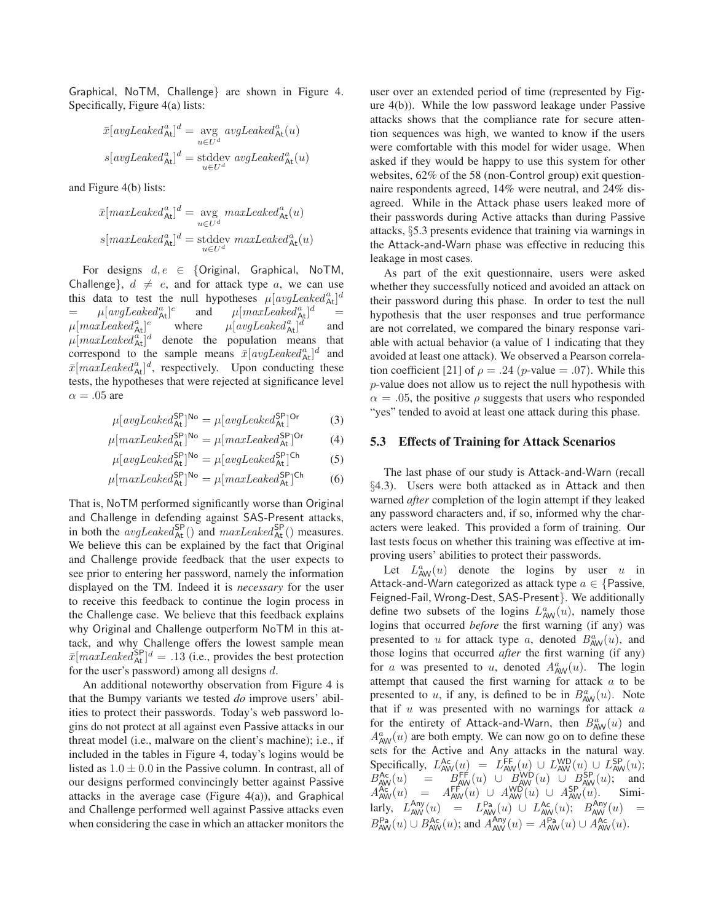Graphical, NoTM, Challenge} are shown in Figure 4. Specifically, Figure 4(a) lists:

$$\bar{x}[avgLeaked^{a}_{\mathsf{At}}]^{d} = \underset{u \in U^{d}}{\text{avg}}\ avgLeaked^{a}_{\mathsf{At}}(u)$$

$$s[avgLeaked^{a}_{\mathsf{At}}]^{d} = \underset{u \in U^{d}}{\text{stddev}}\ avgLeaked^{a}_{\mathsf{At}}(u)$$

and Figure 4(b) lists:

$$\bar{x}[maxLeaked^{a}_{\mathsf{At}}]^{d} = \underset{u \in U^{d}}{\text{avg}}\ maxLeaked^{a}_{\mathsf{At}}(u)$$

$$s[maxLeaked^{a}_{\mathsf{At}}]^{d} = \underset{u \in U^{d}}{\text{stddev}}\ maxLeaked^{a}_{\mathsf{At}}(u)$$

For designs $d, e \in$ {Original, Graphical, NoTM, Challenge}, $d \neq e$, and for attack type $a$, we can use this data to test the null hypotheses $\mu[avgLeaked^{a}_{\mathsf{At}}]^{d} = \mu[avgLeaked^{a}_{\mathsf{At}}]^{e}$ and $\mu[maxLeaked^{a}_{\mathsf{At}}]^{d} = \mu[maxLeaked^{a}_{\mathsf{At}}]^{e}$ where $\mu[avgLeaked^{a}_{\mathsf{At}}]^{d}$ and $\mu[maxLeaked^{a}_{\mathsf{At}}]^{d}$ denote the population means that correspond to the sample means $\bar{x}[avgLeaked^{a}_{\mathsf{At}}]^{d}$ and $\bar{x}[maxLeaked^{a}_{\mathsf{At}}]^{d}$, respectively. Upon conducting these tests, the hypotheses that were rejected at significance level $\alpha = .05$ are

$$\mu[avgLeaked^{\mathsf{SP}}_{\mathsf{At}}]^{\mathsf{No}} = \mu[avgLeaked^{\mathsf{SP}}_{\mathsf{At}}]^{\mathsf{Or}} \quad (3)$$

$$\mu[maxLeaked^{\mathsf{SP}}_{\mathsf{At}}]^{\mathsf{No}} = \mu[maxLeaked^{\mathsf{SP}}_{\mathsf{At}}]^{\mathsf{Or}} \quad (4)$$

$$\mu[avgLeaked^{\mathsf{SP}}_{\mathsf{At}}]^{\mathsf{No}} = \mu[avgLeaked^{\mathsf{SP}}_{\mathsf{At}}]^{\mathsf{Ch}} \quad (5)$$

$$\mu[maxLeaked^{\mathsf{SP}}_{\mathsf{At}}]^{\mathsf{No}} = \mu[maxLeaked^{\mathsf{SP}}_{\mathsf{At}}]^{\mathsf{Ch}} \quad (6)$$

That is, NoTM performed significantly worse than Original and Challenge in defending against SAS-Present attacks, in both the $avgLeaked^{\mathsf{SP}}_{\mathsf{At}}()$ and $maxLeaked^{\mathsf{SP}}_{\mathsf{At}}()$ measures. We believe this can be explained by the fact that Original and Challenge provide feedback that the user expects to see prior to entering her password, namely the information displayed on the TM. Indeed it is *necessary* for the user to receive this feedback to continue the login process in the Challenge case. We believe that this feedback explains why Original and Challenge outperform NoTM in this attack, and why Challenge offers the lowest sample mean $\bar{x}[maxLeaked^{\mathsf{SP}}_{\mathsf{At}}]^{d} = .13$ (i.e., provides the best protection for the user's password) among all designs $d$.

An additional noteworthy observation from Figure 4 is that the Bumpy variants we tested *do* improve users' abilities to protect their passwords. Today's web password logins do not protect at all against even Passive attacks in our threat model (i.e., malware on the client's machine); i.e., if included in the tables in Figure 4, today's logins would be listed as $1.0 \pm 0.0$ in the Passive column. In contrast, all of our designs performed convincingly better against Passive attacks in the average case (Figure 4(a)), and Graphical and Challenge performed well against Passive attacks even when considering the case in which an attacker monitors the user over an extended period of time (represented by Figure 4(b)). While the low password leakage under Passive attacks shows that the compliance rate for secure attention sequences was high, we wanted to know if the users were comfortable with this model for wider usage. When asked if they would be happy to use this system for other websites, 62% of the 58 (non-Control group) exit questionnaire respondents agreed, 14% were neutral, and 24% disagreed. While in the Attack phase users leaked more of their passwords during Active attacks than during Passive attacks, §5.3 presents evidence that training via warnings in the Attack-and-Warn phase was effective in reducing this leakage in most cases.

As part of the exit questionnaire, users were asked whether they successfully noticed and avoided an attack on their password during this phase. In order to test the null hypothesis that the user responses and true performance are not correlated, we compared the binary response variable with actual behavior (a value of 1 indicating that they avoided at least one attack). We observed a Pearson correlation coefficient [21] of $\rho = .24$ ($p$-value $= .07$). While this $p$-value does not allow us to reject the null hypothesis with $\alpha = .05$, the positive $\rho$ suggests that users who responded "yes" tended to avoid at least one attack during this phase.

### 5.3 Effects of Training for Attack Scenarios

The last phase of our study is Attack-and-Warn (recall §4.3). Users were both attacked as in Attack and then warned *after* completion of the login attempt if they leaked any password characters and, if so, informed why the characters were leaked. This provided a form of training. Our last tests focus on whether this training was effective at improving users' abilities to protect their passwords.

Let $L^{a}_{\mathsf{AW}}(u)$ denote the logins by user $u$ in Attack-and-Warn categorized as attack type $a \in$ {Passive, Feigned-Fail, Wrong-Dest, SAS-Present}. We additionally define two subsets of the logins $L^{a}_{\mathsf{AW}}(u)$, namely those logins that occurred *before* the first warning (if any) was presented to $u$ for attack type $a$, denoted $B^{a}_{\mathsf{AW}}(u)$, and those logins that occurred *after* the first warning (if any) for $a$ was presented to $u$, denoted $A^{a}_{\mathsf{AW}}(u)$. The login attempt that caused the first warning for attack $a$ to be presented to $u$, if any, is defined to be in $B^{a}_{\mathsf{AW}}(u)$. Note that if $u$ was presented with no warnings for attack $a$ for the entirety of Attack-and-Warn, then $B^{a}_{\mathsf{AW}}(u)$ and $A^{a}_{\mathsf{AW}}(u)$ are both empty. We can now go on to define these sets for the Active and Any attacks in the natural way. Specifically, $L^{\mathsf{Ac}}_{\mathsf{AW}}(u) = L^{\mathsf{FF}}_{\mathsf{AW}}(u) \cup L^{\mathsf{WD}}_{\mathsf{AW}}(u) \cup L^{\mathsf{SP}}_{\mathsf{AW}}(u)$; $B^{\mathsf{Ac}}_{\mathsf{AW}}(u) = B^{\mathsf{FF}}_{\mathsf{AW}}(u) \cup B^{\mathsf{WD}}_{\mathsf{AW}}(u) \cup B^{\mathsf{SP}}_{\mathsf{AW}}(u)$; and $A^{\mathsf{Ac}}_{\mathsf{AW}}(u) = A^{\mathsf{FF}}_{\mathsf{AW}}(u) \cup A^{\mathsf{WD}}_{\mathsf{AW}}(u) \cup A^{\mathsf{SP}}_{\mathsf{AW}}(u)$. Similarly, $L^{\mathsf{Any}}_{\mathsf{AW}}(u) = L^{\mathsf{Pa}}_{\mathsf{AW}}(u) \cup L^{\mathsf{Ac}}_{\mathsf{AW}}(u)$; $B^{\mathsf{Any}}_{\mathsf{AW}}(u) = B^{\mathsf{Pa}}_{\mathsf{AW}}(u) \cup B^{\mathsf{Ac}}_{\mathsf{AW}}(u)$; and $A^{\mathsf{Any}}_{\mathsf{AW}}(u) = A^{\mathsf{Pa}}_{\mathsf{AW}}(u) \cup A^{\mathsf{Ac}}_{\mathsf{AW}}(u)$.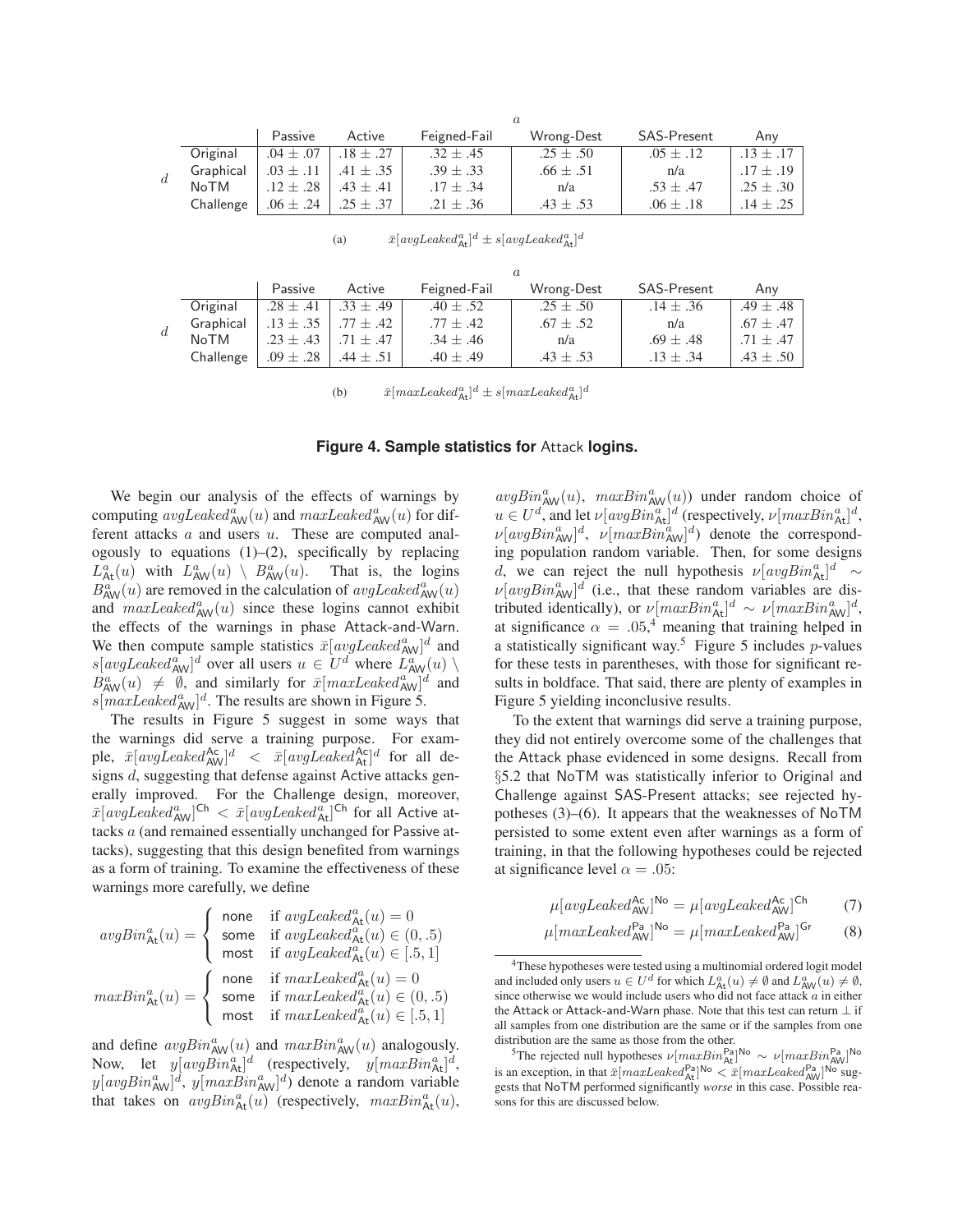| | | $a$ | | | | | |
|---|---|---|---|---|---|---|---|
| | | Passive | Active | Feigned-Fail | Wrong-Dest | SAS-Present | Any |
| $d$ | Original | .04 ± .07 | .18 ± .27 | .32 ± .45 | .25 ± .50 | .05 ± .12 | .13 ± .17 |
| | Graphical | .03 ± .11 | .41 ± .35 | .39 ± .33 | .66 ± .51 | n/a | .17 ± .19 |
| | NoTM | .12 ± .28 | .43 ± .41 | .17 ± .34 | n/a | .53 ± .47 | .25 ± .30 |
| | Challenge | .06 ± .24 | .25 ± .37 | .21 ± .36 | .43 ± .53 | .06 ± .18 | .14 ± .25 |

(a) $\bar{x}[avgLeaked^a_{\mathsf{At}}]^d \pm s[avgLeaked^a_{\mathsf{At}}]^d$

| | | $a$ | | | | | |
|---|---|---|---|---|---|---|---|
| | | Passive | Active | Feigned-Fail | Wrong-Dest | SAS-Present | Any |
| $d$ | Original | .28 ± .41 | .33 ± .49 | .40 ± .52 | .25 ± .50 | .14 ± .36 | .49 ± .48 |
| | Graphical | .13 ± .35 | .77 ± .42 | .77 ± .42 | .67 ± .52 | n/a | .67 ± .47 |
| | NoTM | .23 ± .43 | .71 ± .47 | .34 ± .46 | n/a | .69 ± .48 | .71 ± .47 |
| | Challenge | .09 ± .28 | .44 ± .51 | .40 ± .49 | .43 ± .53 | .13 ± .34 | .43 ± .50 |

(b) $\bar{x}[maxLeaked^a_{\mathsf{At}}]^d \pm s[maxLeaked^a_{\mathsf{At}}]^d$

**Figure 4. Sample statistics for Attack logins.**

We begin our analysis of the effects of warnings by computing $avgLeaked^a_{\mathsf{AW}}(u)$ and $maxLeaked^a_{\mathsf{AW}}(u)$ for different attacks $a$ and users $u$. These are computed analogously to equations (1)–(2), specifically by replacing $L^a_{\mathsf{At}}(u)$ with $L^a_{\mathsf{AW}}(u) \setminus B^a_{\mathsf{AW}}(u)$. That is, the logins $B^a_{\mathsf{AW}}(u)$ are removed in the calculation of $avgLeaked^a_{\mathsf{AW}}(u)$ and $maxLeaked^a_{\mathsf{AW}}(u)$ since these logins cannot exhibit the effects of the warnings in phase Attack-and-Warn. We then compute sample statistics $\bar{x}[avgLeaked^a_{\mathsf{AW}}]^d$ and $s[avgLeaked^a_{\mathsf{AW}}]^d$ over all users $u \in U^d$ where $L^a_{\mathsf{AW}}(u) \setminus B^a_{\mathsf{AW}}(u) \neq \emptyset$, and similarly for $\bar{x}[maxLeaked^a_{\mathsf{AW}}]^d$ and $s[maxLeaked^a_{\mathsf{AW}}]^d$. The results are shown in Figure 5.

The results in Figure 5 suggest in some ways that the warnings did serve a training purpose. For example, $\bar{x}[avgLeaked^{\mathsf{Ac}}_{\mathsf{AW}}]^d < \bar{x}[avgLeaked^{\mathsf{Ac}}_{\mathsf{At}}]^d$ for all designs $d$, suggesting that defense against Active attacks generally improved. For the Challenge design, moreover, $\bar{x}[avgLeaked^a_{\mathsf{AW}}]^{\mathsf{Ch}} < \bar{x}[avgLeaked^a_{\mathsf{At}}]^{\mathsf{Ch}}$ for all Active attacks $a$ (and remained essentially unchanged for Passive attacks), suggesting that this design benefited from warnings as a form of training. To examine the effectiveness of these warnings more carefully, we define

$$avgBin^a_{\mathsf{At}}(u) = \begin{cases} \text{none} & \text{if } avgLeaked^a_{\mathsf{At}}(u) = 0 \\ \text{some} & \text{if } avgLeaked^a_{\mathsf{At}}(u) \in (0, .5) \\ \text{most} & \text{if } avgLeaked^a_{\mathsf{At}}(u) \in [.5, 1] \end{cases}$$

$$maxBin^a_{\mathsf{At}}(u) = \begin{cases} \text{none} & \text{if } maxLeaked^a_{\mathsf{At}}(u) = 0 \\ \text{some} & \text{if } maxLeaked^a_{\mathsf{At}}(u) \in (0, .5) \\ \text{most} & \text{if } maxLeaked^a_{\mathsf{At}}(u) \in [.5, 1] \end{cases}$$

and define $avgBin^a_{\mathsf{AW}}(u)$ and $maxBin^a_{\mathsf{AW}}(u)$ analogously. Now, let $y[avgBin^a_{\mathsf{At}}]^d$ (respectively, $y[maxBin^a_{\mathsf{At}}]^d$, $y[avgBin^a_{\mathsf{AW}}]^d$, $y[maxBin^a_{\mathsf{AW}}]^d$) denote a random variable that takes on $avgBin^a_{\mathsf{At}}(u)$ (respectively, $maxBin^a_{\mathsf{At}}(u)$, $avgBin^a_{\mathsf{AW}}(u)$, $maxBin^a_{\mathsf{AW}}(u)$) under random choice of $u \in U^d$, and let $\nu[avgBin^a_{\mathsf{At}}]^d$ (respectively, $\nu[maxBin^a_{\mathsf{At}}]^d$, $\nu[avgBin^a_{\mathsf{AW}}]^d$, $\nu[maxBin^a_{\mathsf{AW}}]^d$) denote the corresponding population random variable. Then, for some designs $d$, we can reject the null hypothesis $\nu[avgBin^a_{\mathsf{At}}]^d \sim \nu[avgBin^a_{\mathsf{AW}}]^d$ (i.e., that these random variables are distributed identically), or $\nu[maxBin^a_{\mathsf{At}}]^d \sim \nu[maxBin^a_{\mathsf{AW}}]^d$, at significance $\alpha = .05$,[4] meaning that training helped in a statistically significant way.[5] Figure 5 includes $p$-values for these tests in parentheses, with those for significant results in boldface. That said, there are plenty of examples in Figure 5 yielding inconclusive results.

To the extent that warnings did serve a training purpose, they did not entirely overcome some of the challenges that the Attack phase evidenced in some designs. Recall from §5.2 that NoTM was statistically inferior to Original and Challenge against SAS-Present attacks; see rejected hypotheses (3)–(6). It appears that the weaknesses of NoTM persisted to some extent even after warnings as a form of training, in that the following hypotheses could be rejected at significance level $\alpha = .05$:

$$\mu[avgLeaked^{\mathsf{Ac}}_{\mathsf{AW}}]^{\mathsf{No}} = \mu[avgLeaked^{\mathsf{Ac}}_{\mathsf{AW}}]^{\mathsf{Ch}} \qquad (7)$$

$$\mu[maxLeaked^{\mathsf{Pa}}_{\mathsf{AW}}]^{\mathsf{No}} = \mu[maxLeaked^{\mathsf{Pa}}_{\mathsf{AW}}]^{\mathsf{Gr}} \qquad (8)$$

[4] These hypotheses were tested using a multinomial ordered logit model and included only users $u \in U^d$ for which $L^a_{\mathsf{At}}(u) \neq \emptyset$ and $L^a_{\mathsf{AW}}(u) \neq \emptyset$, since otherwise we would include users who did not face attack $a$ in either the Attack or Attack-and-Warn phase. Note that this test can return $\perp$ if all samples from one distribution are the same or if the samples from one distribution are the same as those from the other.

[5] The rejected null hypotheses $\nu[maxBin^{\mathsf{Pa}}_{\mathsf{At}}]^{\mathsf{No}} \sim \nu[maxBin^{\mathsf{Pa}}_{\mathsf{AW}}]^{\mathsf{No}}$ is an exception, in that $\bar{x}[maxLeaked^{\mathsf{Pa}}_{\mathsf{At}}]^{\mathsf{No}} < \bar{x}[maxLeaked^{\mathsf{Pa}}_{\mathsf{AW}}]^{\mathsf{No}}$ suggests that NoTM performed significantly *worse* in this case. Possible reasons for this are discussed below.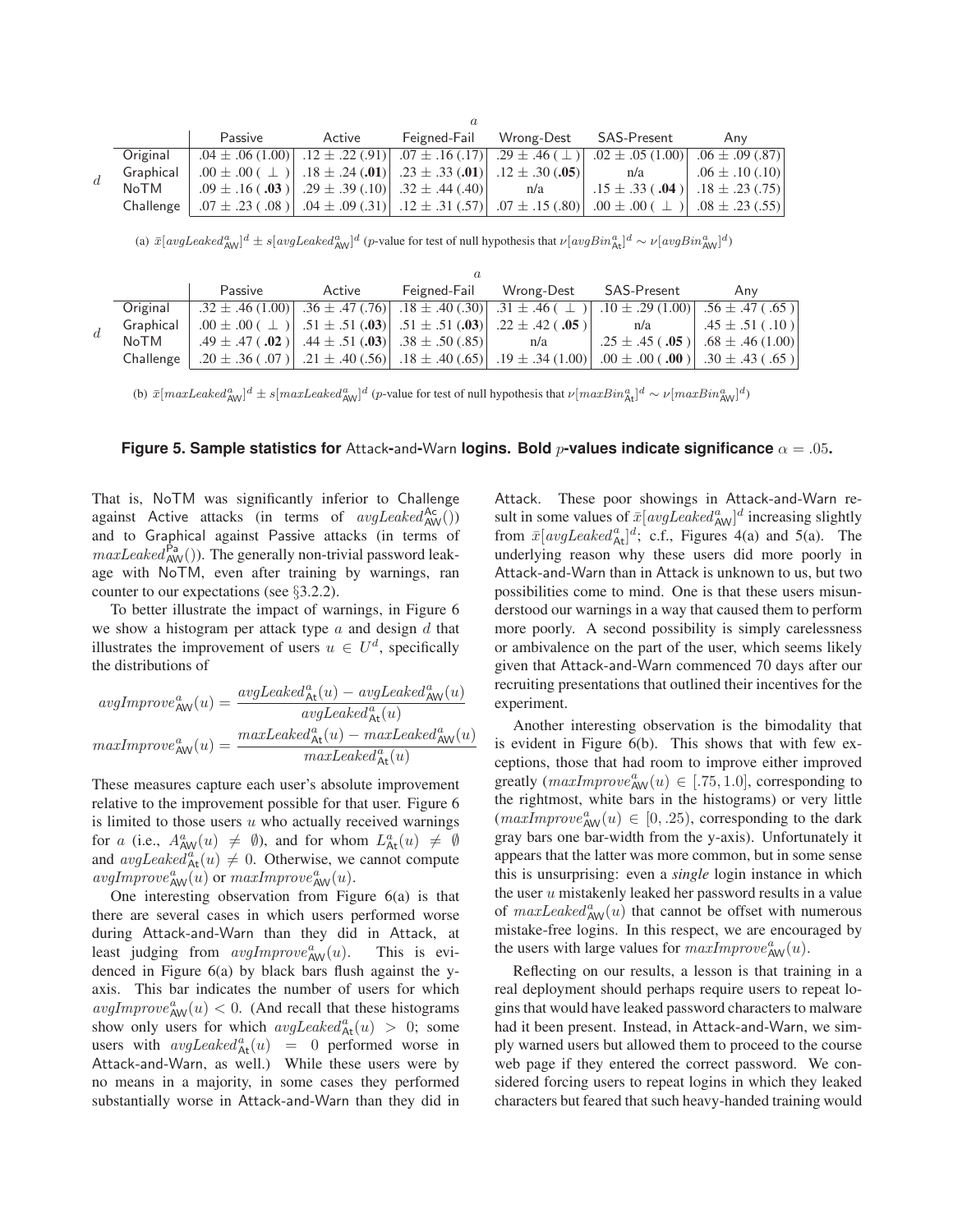| | | *a* | | | | | |
|---|---|---|---|---|---|---|---|
| | | Passive | Active | Feigned-Fail | Wrong-Dest | SAS-Present | Any |
| *d* | Original | .04 ± .06 (1.00) | .12 ± .22 (.91) | .07 ± .16 (.17) | .29 ± .46 ( ⊥ ) | .02 ± .05 (1.00) | .06 ± .09 (.87) |
| | Graphical | .00 ± .00 ( ⊥ ) | .18 ± .24 (**.01**) | .23 ± .33 (**.01**) | .12 ± .30 (**.05**) | n/a | .06 ± .10 (.10) |
| | NoTM | .09 ± .16 ( **.03** ) | .29 ± .39 (.10) | .32 ± .44 (.40) | n/a | .15 ± .33 ( **.04** ) | .18 ± .23 (.75) |
| | Challenge | .07 ± .23 ( .08 ) | .04 ± .09 (.31) | .12 ± .31 (.57) | .07 ± .15 (.80) | .00 ± .00 ( ⊥ ) | .08 ± .23 (.55) |

(a) $\bar{x}[avgLeaked^{a}_{\mathsf{AW}}]^{d} \pm s[avgLeaked^{a}_{\mathsf{AW}}]^{d}$ ($p$-value for test of null hypothesis that $\nu[avgBin^{a}_{\mathsf{At}}]^{d} \sim \nu[avgBin^{a}_{\mathsf{AW}}]^{d}$)

| | | *a* | | | | | |
|---|---|---|---|---|---|---|---|
| | | Passive | Active | Feigned-Fail | Wrong-Dest | SAS-Present | Any |
| *d* | Original | .32 ± .46 (1.00) | .36 ± .47 (.76) | .18 ± .40 (.30) | .31 ± .46 ( ⊥ ) | .10 ± .29 (1.00) | .56 ± .47 ( .65 ) |
| | Graphical | .00 ± .00 ( ⊥ ) | .51 ± .51 (**.03**) | .51 ± .51 (**.03**) | .22 ± .42 ( **.05** ) | n/a | .45 ± .51 ( .10 ) |
| | NoTM | .49 ± .47 ( **.02** ) | .44 ± .51 (**.03**) | .38 ± .50 (.85) | n/a | .25 ± .45 ( **.05** ) | .68 ± .46 (1.00) |
| | Challenge | .20 ± .36 ( .07 ) | .21 ± .40 (.56) | .18 ± .40 (.65) | .19 ± .34 (1.00) | .00 ± .00 ( **.00** ) | .30 ± .43 ( .65 ) |

(b) $\bar{x}[maxLeaked^{a}_{\mathsf{AW}}]^{d} \pm s[maxLeaked^{a}_{\mathsf{AW}}]^{d}$ ($p$-value for test of null hypothesis that $\nu[maxBin^{a}_{\mathsf{At}}]^{d} \sim \nu[maxBin^{a}_{\mathsf{AW}}]^{d}$)

**Figure 5. Sample statistics for Attack-and-Warn logins. Bold $p$-values indicate significance $\alpha = .05$.**

That is, NoTM was significantly inferior to Challenge against Active attacks (in terms of $avgLeaked^{\mathsf{Ac}}_{\mathsf{AW}}()$) and to Graphical against Passive attacks (in terms of $maxLeaked^{\mathsf{Pa}}_{\mathsf{AW}}()$). The generally non-trivial password leakage with NoTM, even after training by warnings, ran counter to our expectations (see §3.2.2).

To better illustrate the impact of warnings, in Figure 6 we show a histogram per attack type $a$ and design $d$ that illustrates the improvement of users $u \in U^{d}$, specifically the distributions of

$$avgImprove^{a}_{\mathsf{AW}}(u) = \frac{avgLeaked^{a}_{\mathsf{At}}(u) - avgLeaked^{a}_{\mathsf{AW}}(u)}{avgLeaked^{a}_{\mathsf{At}}(u)}$$

$$maxImprove^{a}_{\mathsf{AW}}(u) = \frac{maxLeaked^{a}_{\mathsf{At}}(u) - maxLeaked^{a}_{\mathsf{AW}}(u)}{maxLeaked^{a}_{\mathsf{At}}(u)}$$

These measures capture each user's absolute improvement relative to the improvement possible for that user. Figure 6 is limited to those users $u$ who actually received warnings for $a$ (i.e., $A^{a}_{\mathsf{AW}}(u) \neq \emptyset$), and for whom $L^{a}_{\mathsf{At}}(u) \neq \emptyset$ and $avgLeaked^{a}_{\mathsf{At}}(u) \neq 0$. Otherwise, we cannot compute $avgImprove^{a}_{\mathsf{AW}}(u)$ or $maxImprove^{a}_{\mathsf{AW}}(u)$.

One interesting observation from Figure 6(a) is that there are several cases in which users performed worse during Attack-and-Warn than they did in Attack, at least judging from $avgImprove^{a}_{\mathsf{AW}}(u)$. This is evidenced in Figure 6(a) by black bars flush against the y-axis. This bar indicates the number of users for which $avgImprove^{a}_{\mathsf{AW}}(u) < 0$. (And recall that these histograms show only users for which $avgLeaked^{a}_{\mathsf{At}}(u) > 0$; some users with $avgLeaked^{a}_{\mathsf{At}}(u) = 0$ performed worse in Attack-and-Warn, as well.) While these users were by no means in a majority, in some cases they performed substantially worse in Attack-and-Warn than they did in Attack. These poor showings in Attack-and-Warn result in some values of $\bar{x}[avgLeaked^{a}_{\mathsf{AW}}]^{d}$ increasing slightly from $\bar{x}[avgLeaked^{a}_{\mathsf{At}}]^{d}$; c.f., Figures 4(a) and 5(a). The underlying reason why these users did more poorly in Attack-and-Warn than in Attack is unknown to us, but two possibilities come to mind. One is that these users misunderstood our warnings in a way that caused them to perform more poorly. A second possibility is simply carelessness or ambivalence on the part of the user, which seems likely given that Attack-and-Warn commenced 70 days after our recruiting presentations that outlined their incentives for the experiment.

Another interesting observation is the bimodality that is evident in Figure 6(b). This shows that with few exceptions, those that had room to improve either improved greatly ($maxImprove^{a}_{\mathsf{AW}}(u) \in [.75, 1.0]$, corresponding to the rightmost, white bars in the histograms) or very little ($maxImprove^{a}_{\mathsf{AW}}(u) \in [0, .25)$, corresponding to the dark gray bars one bar-width from the y-axis). Unfortunately it appears that the latter was more common, but in some sense this is unsurprising: even a *single* login instance in which the user $u$ mistakenly leaked her password results in a value of $maxLeaked^{a}_{\mathsf{AW}}(u)$ that cannot be offset with numerous mistake-free logins. In this respect, we are encouraged by the users with large values for $maxImprove^{a}_{\mathsf{AW}}(u)$.

Reflecting on our results, a lesson is that training in a real deployment should perhaps require users to repeat logins that would have leaked password characters to malware had it been present. Instead, in Attack-and-Warn, we simply warned users but allowed them to proceed to the course web page if they entered the correct password. We considered forcing users to repeat logins in which they leaked characters but feared that such heavy-handed training would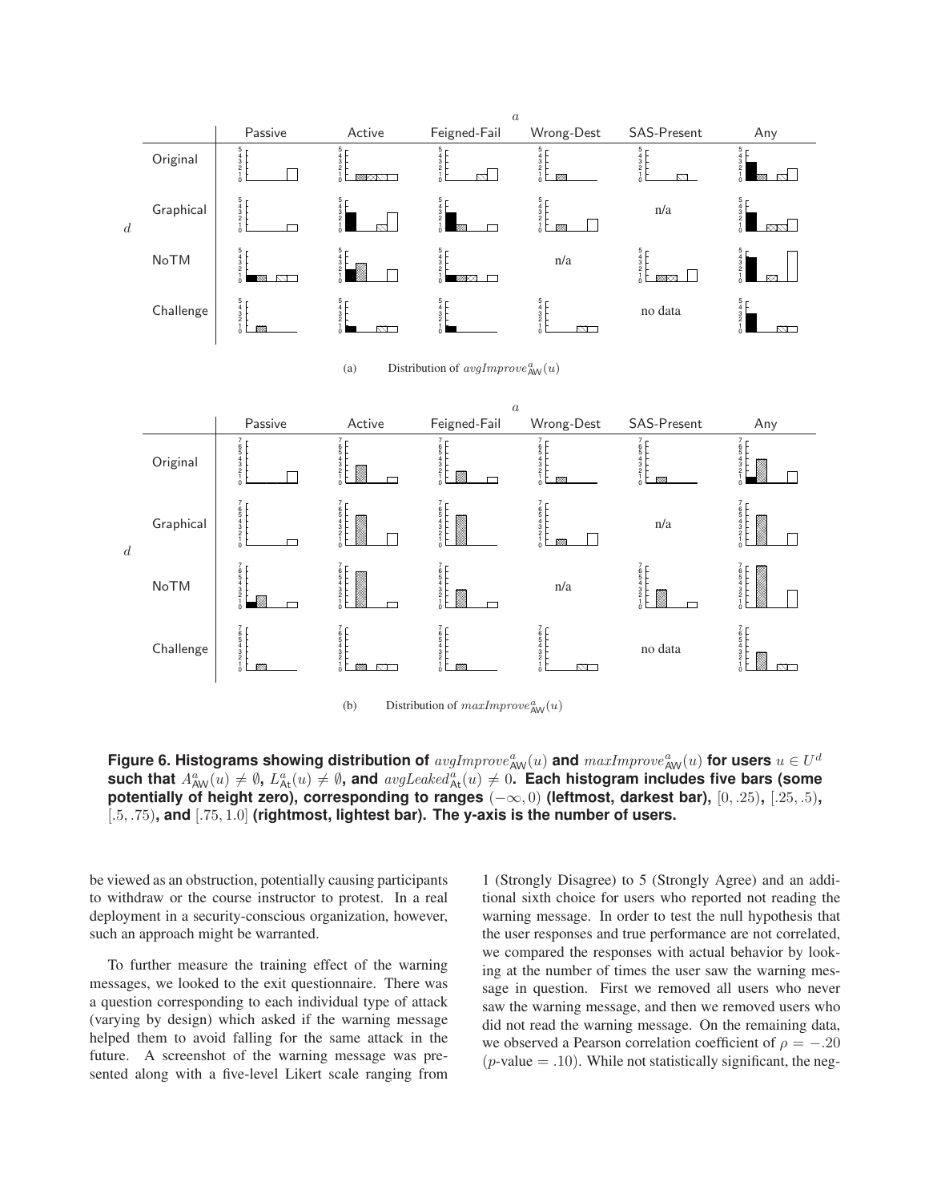(a) Distribution of $avgImprove^a_{\mathsf{AW}}(u)$

(b) Distribution of $maxImprove^a_{\mathsf{AW}}(u)$

**Figure 6. Histograms showing distribution of $avgImprove^a_{\mathsf{AW}}(u)$ and $maxImprove^a_{\mathsf{AW}}(u)$ for users $u \in U^d$ such that $A^a_{\mathsf{AW}}(u) \neq \emptyset$, $L^a_{\mathsf{At}}(u) \neq \emptyset$, and $avgLeaked^a_{\mathsf{At}}(u) \neq 0$. Each histogram includes five bars (some potentially of height zero), corresponding to ranges $(-\infty, 0)$ (leftmost, darkest bar), $[0, .25)$, $[.25, .5)$, $[.5, .75)$, and $[.75, 1.0]$ (rightmost, lightest bar). The y-axis is the number of users.**

be viewed as an obstruction, potentially causing participants to withdraw or the course instructor to protest. In a real deployment in a security-conscious organization, however, such an approach might be warranted.

To further measure the training effect of the warning messages, we looked to the exit questionnaire. There was a question corresponding to each individual type of attack (varying by design) which asked if the warning message helped them to avoid falling for the same attack in the future. A screenshot of the warning message was presented along with a five-level Likert scale ranging from 1 (Strongly Disagree) to 5 (Strongly Agree) and an additional sixth choice for users who reported not reading the warning message. In order to test the null hypothesis that the user responses and true performance are not correlated, we compared the responses with actual behavior by looking at the number of times the user saw the warning message in question. First we removed all users who never saw the warning message, and then we removed users who did not read the warning message. On the remaining data, we observed a Pearson correlation coefficient of $\rho = -.20$ ($p$-value $= .10$). While not statistically significant, the neg-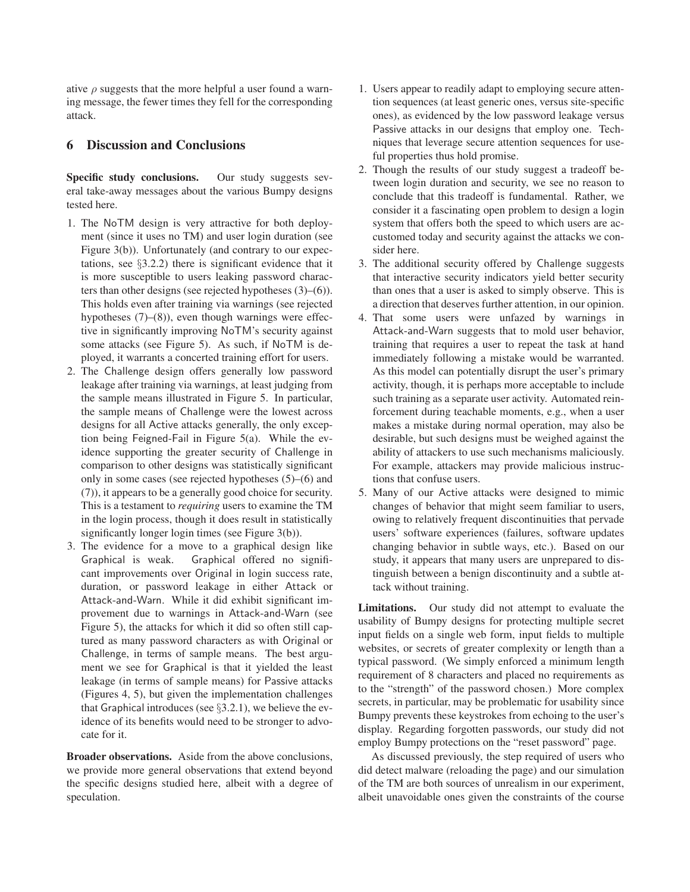ative $\rho$ suggests that the more helpful a user found a warning message, the fewer times they fell for the corresponding attack.

## 6 Discussion and Conclusions

**Specific study conclusions.** Our study suggests several take-away messages about the various Bumpy designs tested here.

1. The NoTM design is very attractive for both deployment (since it uses no TM) and user login duration (see Figure 3(b)). Unfortunately (and contrary to our expectations, see §3.2.2) there is significant evidence that it is more susceptible to users leaking password characters than other designs (see rejected hypotheses (3)–(6)). This holds even after training via warnings (see rejected hypotheses (7)–(8)), even though warnings were effective in significantly improving NoTM's security against some attacks (see Figure 5). As such, if NoTM is deployed, it warrants a concerted training effort for users.
2. The Challenge design offers generally low password leakage after training via warnings, at least judging from the sample means illustrated in Figure 5. In particular, the sample means of Challenge were the lowest across designs for all Active attacks generally, the only exception being Feigned-Fail in Figure 5(a). While the evidence supporting the greater security of Challenge in comparison to other designs was statistically significant only in some cases (see rejected hypotheses (5)–(6) and (7)), it appears to be a generally good choice for security. This is a testament to *requiring* users to examine the TM in the login process, though it does result in statistically significantly longer login times (see Figure 3(b)).
3. The evidence for a move to a graphical design like Graphical is weak. Graphical offered no significant improvements over Original in login success rate, duration, or password leakage in either Attack or Attack-and-Warn. While it did exhibit significant improvement due to warnings in Attack-and-Warn (see Figure 5), the attacks for which it did so often still captured as many password characters as with Original or Challenge, in terms of sample means. The best argument we see for Graphical is that it yielded the least leakage (in terms of sample means) for Passive attacks (Figures 4, 5), but given the implementation challenges that Graphical introduces (see §3.2.1), we believe the evidence of its benefits would need to be stronger to advocate for it.

**Broader observations.** Aside from the above conclusions, we provide more general observations that extend beyond the specific designs studied here, albeit with a degree of speculation.

1. Users appear to readily adapt to employing secure attention sequences (at least generic ones, versus site-specific ones), as evidenced by the low password leakage versus Passive attacks in our designs that employ one. Techniques that leverage secure attention sequences for useful properties thus hold promise.
2. Though the results of our study suggest a tradeoff between login duration and security, we see no reason to conclude that this tradeoff is fundamental. Rather, we consider it a fascinating open problem to design a login system that offers both the speed to which users are accustomed today and security against the attacks we consider here.
3. The additional security offered by Challenge suggests that interactive security indicators yield better security than ones that a user is asked to simply observe. This is a direction that deserves further attention, in our opinion.
4. That some users were unfazed by warnings in Attack-and-Warn suggests that to mold user behavior, training that requires a user to repeat the task at hand immediately following a mistake would be warranted. As this model can potentially disrupt the user's primary activity, though, it is perhaps more acceptable to include such training as a separate user activity. Automated reinforcement during teachable moments, e.g., when a user makes a mistake during normal operation, may also be desirable, but such designs must be weighed against the ability of attackers to use such mechanisms maliciously. For example, attackers may provide malicious instructions that confuse users.
5. Many of our Active attacks were designed to mimic changes of behavior that might seem familiar to users, owing to relatively frequent discontinuities that pervade users' software experiences (failures, software updates changing behavior in subtle ways, etc.). Based on our study, it appears that many users are unprepared to distinguish between a benign discontinuity and a subtle attack without training.

**Limitations.** Our study did not attempt to evaluate the usability of Bumpy designs for protecting multiple secret input fields on a single web form, input fields to multiple websites, or secrets of greater complexity or length than a typical password. (We simply enforced a minimum length requirement of 8 characters and placed no requirements as to the "strength" of the password chosen.) More complex secrets, in particular, may be problematic for usability since Bumpy prevents these keystrokes from echoing to the user's display. Regarding forgotten passwords, our study did not employ Bumpy protections on the "reset password" page.

As discussed previously, the step required of users who did detect malware (reloading the page) and our simulation of the TM are both sources of unrealism in our experiment, albeit unavoidable ones given the constraints of the course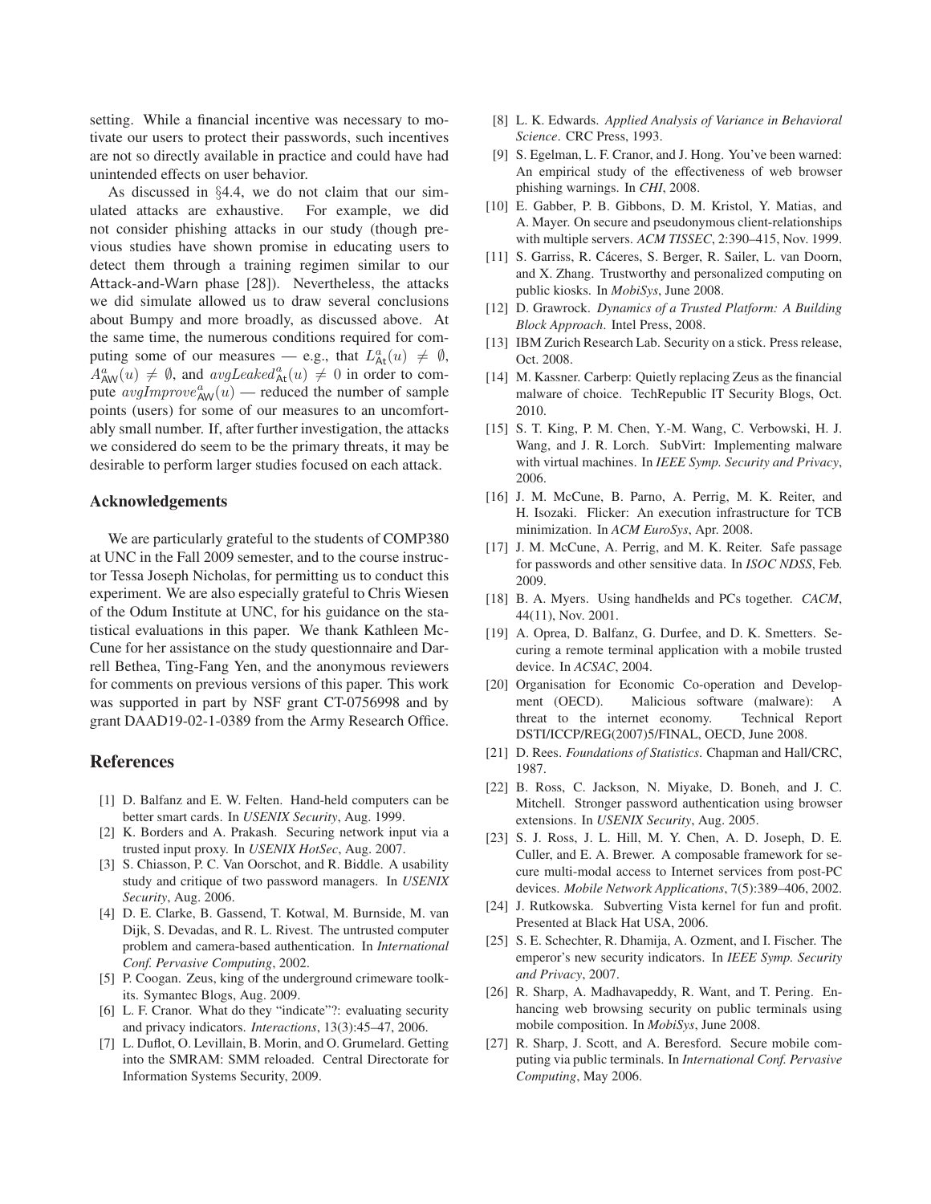setting. While a financial incentive was necessary to motivate our users to protect their passwords, such incentives are not so directly available in practice and could have had unintended effects on user behavior.

As discussed in §4.4, we do not claim that our simulated attacks are exhaustive. For example, we did not consider phishing attacks in our study (though previous studies have shown promise in educating users to detect them through a training regimen similar to our Attack-and-Warn phase [28]). Nevertheless, the attacks we did simulate allowed us to draw several conclusions about Bumpy and more broadly, as discussed above. At the same time, the numerous conditions required for computing some of our measures — e.g., that $L^a_{\mathsf{At}}(u) \neq \emptyset$, $A^a_{\mathsf{AW}}(u) \neq \emptyset$, and $avgLeaked^a_{\mathsf{At}}(u) \neq 0$ in order to compute $avgImprove^a_{\mathsf{AW}}(u)$ — reduced the number of sample points (users) for some of our measures to an uncomfortably small number. If, after further investigation, the attacks we considered do seem to be the primary threats, it may be desirable to perform larger studies focused on each attack.

## Acknowledgements

We are particularly grateful to the students of COMP380 at UNC in the Fall 2009 semester, and to the course instructor Tessa Joseph Nicholas, for permitting us to conduct this experiment. We are also especially grateful to Chris Wiesen of the Odum Institute at UNC, for his guidance on the statistical evaluations in this paper. We thank Kathleen McCune for her assistance on the study questionnaire and Darrell Bethea, Ting-Fang Yen, and the anonymous reviewers for comments on previous versions of this paper. This work was supported in part by NSF grant CT-0756998 and by grant DAAD19-02-1-0389 from the Army Research Office.

## References

[1] D. Balfanz and E. W. Felten. Hand-held computers can be better smart cards. In *USENIX Security*, Aug. 1999.

[2] K. Borders and A. Prakash. Securing network input via a trusted input proxy. In *USENIX HotSec*, Aug. 2007.

[3] S. Chiasson, P. C. Van Oorschot, and R. Biddle. A usability study and critique of two password managers. In *USENIX Security*, Aug. 2006.

[4] D. E. Clarke, B. Gassend, T. Kotwal, M. Burnside, M. van Dijk, S. Devadas, and R. L. Rivest. The untrusted computer problem and camera-based authentication. In *International Conf. Pervasive Computing*, 2002.

[5] P. Coogan. Zeus, king of the underground crimeware toolkits. Symantec Blogs, Aug. 2009.

[6] L. F. Cranor. What do they "indicate"?: evaluating security and privacy indicators. *Interactions*, 13(3):45–47, 2006.

[7] L. Duflot, O. Levillain, B. Morin, and O. Grumelard. Getting into the SMRAM: SMM reloaded. Central Directorate for Information Systems Security, 2009.

[8] L. K. Edwards. *Applied Analysis of Variance in Behavioral Science*. CRC Press, 1993.

[9] S. Egelman, L. F. Cranor, and J. Hong. You've been warned: An empirical study of the effectiveness of web browser phishing warnings. In *CHI*, 2008.

[10] E. Gabber, P. B. Gibbons, D. M. Kristol, Y. Matias, and A. Mayer. On secure and pseudonymous client-relationships with multiple servers. *ACM TISSEC*, 2:390–415, Nov. 1999.

[11] S. Garriss, R. Cáceres, S. Berger, R. Sailer, L. van Doorn, and X. Zhang. Trustworthy and personalized computing on public kiosks. In *MobiSys*, June 2008.

[12] D. Grawrock. *Dynamics of a Trusted Platform: A Building Block Approach*. Intel Press, 2008.

[13] IBM Zurich Research Lab. Security on a stick. Press release, Oct. 2008.

[14] M. Kassner. Carberp: Quietly replacing Zeus as the financial malware of choice. TechRepublic IT Security Blogs, Oct. 2010.

[15] S. T. King, P. M. Chen, Y.-M. Wang, C. Verbowski, H. J. Wang, and J. R. Lorch. SubVirt: Implementing malware with virtual machines. In *IEEE Symp. Security and Privacy*, 2006.

[16] J. M. McCune, B. Parno, A. Perrig, M. K. Reiter, and H. Isozaki. Flicker: An execution infrastructure for TCB minimization. In *ACM EuroSys*, Apr. 2008.

[17] J. M. McCune, A. Perrig, and M. K. Reiter. Safe passage for passwords and other sensitive data. In *ISOC NDSS*, Feb. 2009.

[18] B. A. Myers. Using handhelds and PCs together. *CACM*, 44(11), Nov. 2001.

[19] A. Oprea, D. Balfanz, G. Durfee, and D. K. Smetters. Securing a remote terminal application with a mobile trusted device. In *ACSAC*, 2004.

[20] Organisation for Economic Co-operation and Development (OECD). Malicious software (malware): A threat to the internet economy. Technical Report DSTI/ICCP/REG(2007)5/FINAL, OECD, June 2008.

[21] D. Rees. *Foundations of Statistics*. Chapman and Hall/CRC, 1987.

[22] B. Ross, C. Jackson, N. Miyake, D. Boneh, and J. C. Mitchell. Stronger password authentication using browser extensions. In *USENIX Security*, Aug. 2005.

[23] S. J. Ross, J. L. Hill, M. Y. Chen, A. D. Joseph, D. E. Culler, and E. A. Brewer. A composable framework for secure multi-modal access to Internet services from post-PC devices. *Mobile Network Applications*, 7(5):389–406, 2002.

[24] J. Rutkowska. Subverting Vista kernel for fun and profit. Presented at Black Hat USA, 2006.

[25] S. E. Schechter, R. Dhamija, A. Ozment, and I. Fischer. The emperor's new security indicators. In *IEEE Symp. Security and Privacy*, 2007.

[26] R. Sharp, A. Madhavapeddy, R. Want, and T. Pering. Enhancing web browsing security on public terminals using mobile composition. In *MobiSys*, June 2008.

[27] R. Sharp, J. Scott, and A. Beresford. Secure mobile computing via public terminals. In *International Conf. Pervasive Computing*, May 2006.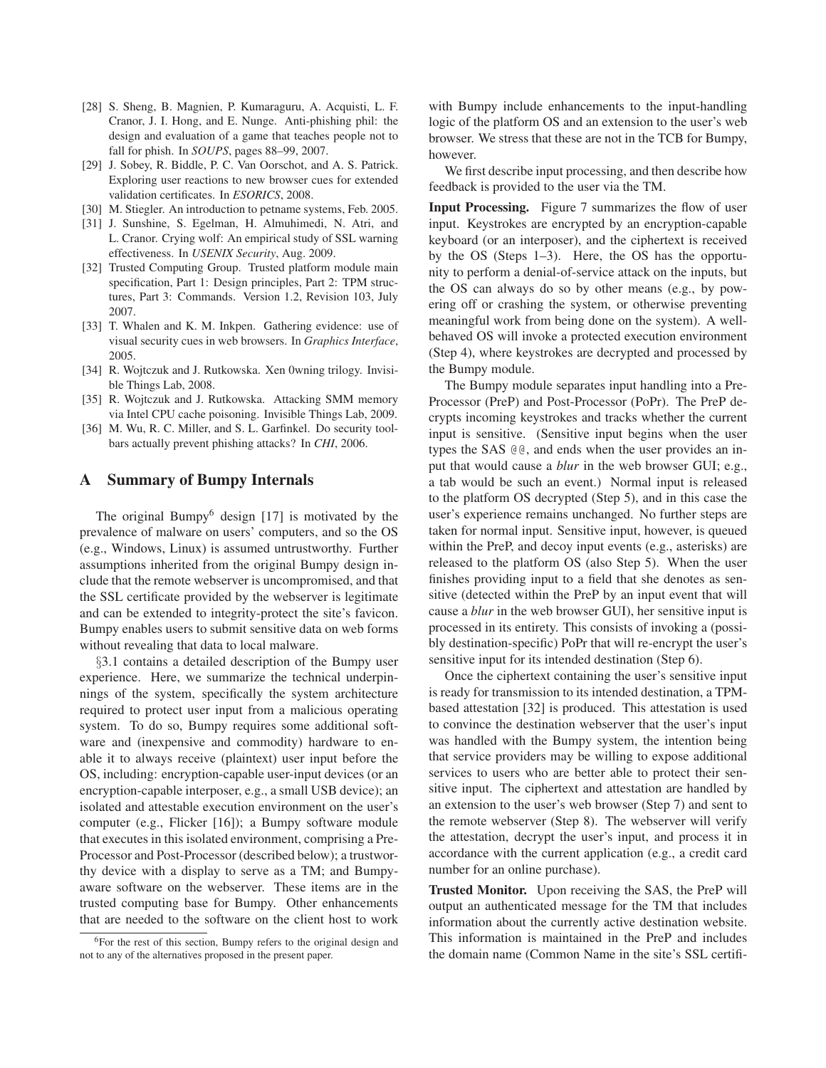- [28] S. Sheng, B. Magnien, P. Kumaraguru, A. Acquisti, L. F. Cranor, J. I. Hong, and E. Nunge. Anti-phishing phil: the design and evaluation of a game that teaches people not to fall for phish. In *SOUPS*, pages 88–99, 2007.
- [29] J. Sobey, R. Biddle, P. C. Van Oorschot, and A. S. Patrick. Exploring user reactions to new browser cues for extended validation certificates. In *ESORICS*, 2008.
- [30] M. Stiegler. An introduction to petname systems, Feb. 2005.
- [31] J. Sunshine, S. Egelman, H. Almuhimedi, N. Atri, and L. Cranor. Crying wolf: An empirical study of SSL warning effectiveness. In *USENIX Security*, Aug. 2009.
- [32] Trusted Computing Group. Trusted platform module main specification, Part 1: Design principles, Part 2: TPM structures, Part 3: Commands. Version 1.2, Revision 103, July 2007.
- [33] T. Whalen and K. M. Inkpen. Gathering evidence: use of visual security cues in web browsers. In *Graphics Interface*, 2005.
- [34] R. Wojtczuk and J. Rutkowska. Xen 0wning trilogy. Invisible Things Lab, 2008.
- [35] R. Wojtczuk and J. Rutkowska. Attacking SMM memory via Intel CPU cache poisoning. Invisible Things Lab, 2009.
- [36] M. Wu, R. C. Miller, and S. L. Garfinkel. Do security toolbars actually prevent phishing attacks? In *CHI*, 2006.

# A Summary of Bumpy Internals

The original Bumpy[6] design [17] is motivated by the prevalence of malware on users' computers, and so the OS (e.g., Windows, Linux) is assumed untrustworthy. Further assumptions inherited from the original Bumpy design include that the remote webserver is uncompromised, and that the SSL certificate provided by the webserver is legitimate and can be extended to integrity-protect the site's favicon. Bumpy enables users to submit sensitive data on web forms without revealing that data to local malware.

§3.1 contains a detailed description of the Bumpy user experience. Here, we summarize the technical underpinnings of the system, specifically the system architecture required to protect user input from a malicious operating system. To do so, Bumpy requires some additional software and (inexpensive and commodity) hardware to enable it to always receive (plaintext) user input before the OS, including: encryption-capable user-input devices (or an encryption-capable interposer, e.g., a small USB device); an isolated and attestable execution environment on the user's computer (e.g., Flicker [16]); a Bumpy software module that executes in this isolated environment, comprising a Pre-Processor and Post-Processor (described below); a trustworthy device with a display to serve as a TM; and Bumpy-aware software on the webserver. These items are in the trusted computing base for Bumpy. Other enhancements that are needed to the software on the client host to work with Bumpy include enhancements to the input-handling logic of the platform OS and an extension to the user's web browser. We stress that these are not in the TCB for Bumpy, however.

[6] For the rest of this section, Bumpy refers to the original design and not to any of the alternatives proposed in the present paper.

We first describe input processing, and then describe how feedback is provided to the user via the TM.

**Input Processing.** Figure 7 summarizes the flow of user input. Keystrokes are encrypted by an encryption-capable keyboard (or an interposer), and the ciphertext is received by the OS (Steps 1–3). Here, the OS has the opportunity to perform a denial-of-service attack on the inputs, but the OS can always do so by other means (e.g., by powering off or crashing the system, or otherwise preventing meaningful work from being done on the system). A well-behaved OS will invoke a protected execution environment (Step 4), where keystrokes are decrypted and processed by the Bumpy module.

The Bumpy module separates input handling into a Pre-Processor (PreP) and Post-Processor (PoPr). The PreP decrypts incoming keystrokes and tracks whether the current input is sensitive. (Sensitive input begins when the user types the SAS `@@`, and ends when the user provides an input that would cause a *blur* in the web browser GUI; e.g., a tab would be such an event.) Normal input is released to the platform OS decrypted (Step 5), and in this case the user's experience remains unchanged. No further steps are taken for normal input. Sensitive input, however, is queued within the PreP, and decoy input events (e.g., asterisks) are released to the platform OS (also Step 5). When the user finishes providing input to a field that she denotes as sensitive (detected within the PreP by an input event that will cause a *blur* in the web browser GUI), her sensitive input is processed in its entirety. This consists of invoking a (possibly destination-specific) PoPr that will re-encrypt the user's sensitive input for its intended destination (Step 6).

Once the ciphertext containing the user's sensitive input is ready for transmission to its intended destination, a TPM-based attestation [32] is produced. This attestation is used to convince the destination webserver that the user's input was handled with the Bumpy system, the intention being that service providers may be willing to expose additional services to users who are better able to protect their sensitive input. The ciphertext and attestation are handled by an extension to the user's web browser (Step 7) and sent to the remote webserver (Step 8). The webserver will verify the attestation, decrypt the user's input, and process it in accordance with the current application (e.g., a credit card number for an online purchase).

**Trusted Monitor.** Upon receiving the SAS, the PreP will output an authenticated message for the TM that includes information about the currently active destination website. This information is maintained in the PreP and includes the domain name (Common Name in the site's SSL certifi-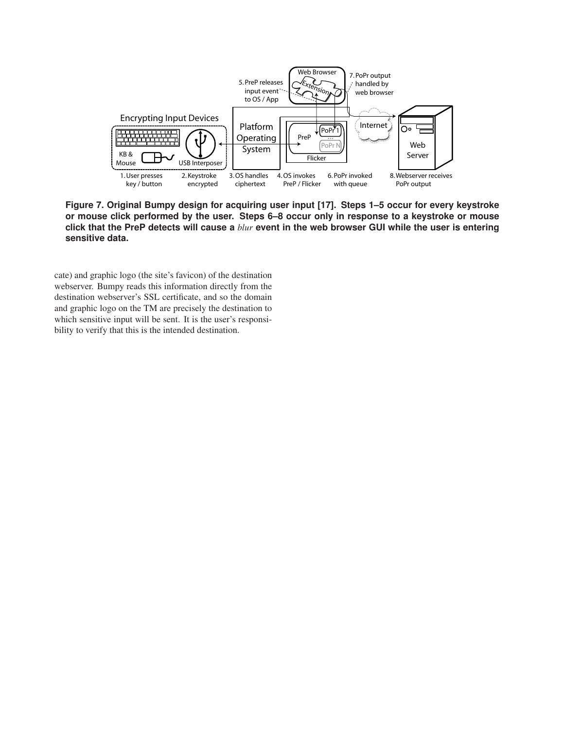Web Browser

Extension

5. PreP releases input event to OS / App

7. PoPr output handled by web browser

Encrypting Input Devices

Platform Operating System

PreP

PoPr 1

...

PoPr N

Flicker

Internet

Web Server

KB & Mouse

USB Interposer

1. User presses key / button

2. Keystroke encrypted

3. OS handles ciphertext

4. OS invokes PreP / Flicker

6. PoPr invoked with queue

8. Webserver receives PoPr output

**Figure 7. Original Bumpy design for acquiring user input [17]. Steps 1–5 occur for every keystroke or mouse click performed by the user. Steps 6–8 occur only in response to a keystroke or mouse click that the PreP detects will cause a *blur* event in the web browser GUI while the user is entering sensitive data.**

cate) and graphic logo (the site's favicon) of the destination webserver. Bumpy reads this information directly from the destination webserver's SSL certificate, and so the domain and graphic logo on the TM are precisely the destination to which sensitive input will be sent. It is the user's responsibility to verify that this is the intended destination.